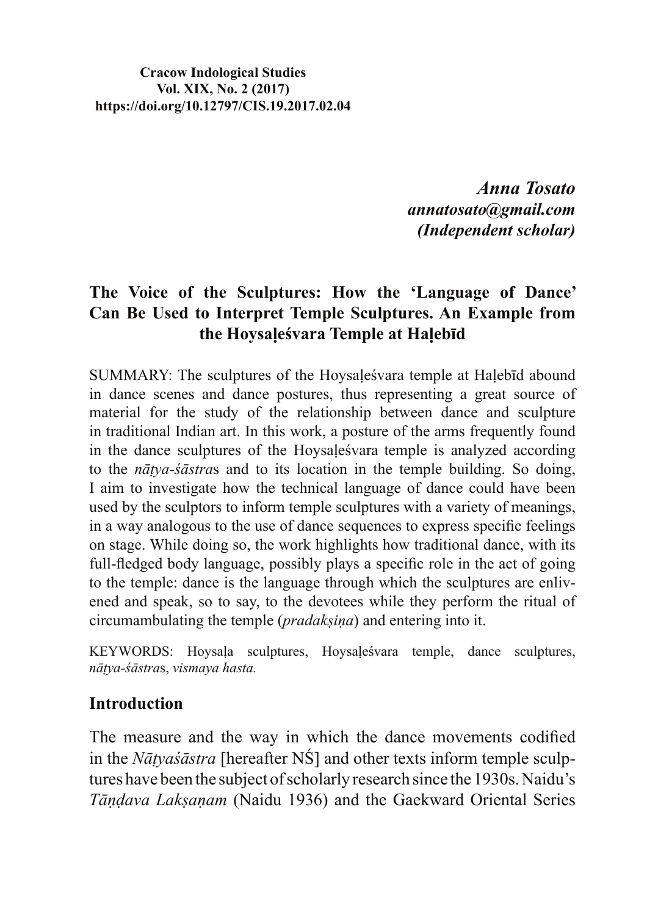**Cracow Indological Studies**
**Vol. XIX, No. 2 (2017)**
**https://doi.org/10.12797/CIS.19.2017.02.04**

***Anna Tosato***
***annatosato@gmail.com***
***(Independent scholar)***

# The Voice of the Sculptures: How the 'Language of Dance' Can Be Used to Interpret Temple Sculptures. An Example from the Hoysaḷeśvara Temple at Haḷebīd

SUMMARY: The sculptures of the Hoysaḷeśvara temple at Haḷebīd abound in dance scenes and dance postures, thus representing a great source of material for the study of the relationship between dance and sculpture in traditional Indian art. In this work, a posture of the arms frequently found in the dance sculptures of the Hoysaḷeśvara temple is analyzed according to the *nāṭya-śāstra*s and to its location in the temple building. So doing, I aim to investigate how the technical language of dance could have been used by the sculptors to inform temple sculptures with a variety of meanings, in a way analogous to the use of dance sequences to express specific feelings on stage. While doing so, the work highlights how traditional dance, with its full-fledged body language, possibly plays a specific role in the act of going to the temple: dance is the language through which the sculptures are enlivened and speak, so to say, to the devotees while they perform the ritual of circumambulating the temple (*pradakṣiṇa*) and entering into it.

KEYWORDS: Hoysaḷa sculptures, Hoysaḷeśvara temple, dance sculptures, *nāṭya-śāstra*s, *vismaya hasta.*

## Introduction

The measure and the way in which the dance movements codified in the *Nāṭyaśāstra* [hereafter NŚ] and other texts inform temple sculptures have been the subject of scholarly research since the 1930s. Naidu's *Tāṇḍava Lakṣaṇam* (Naidu 1936) and the Gaekward Oriental Series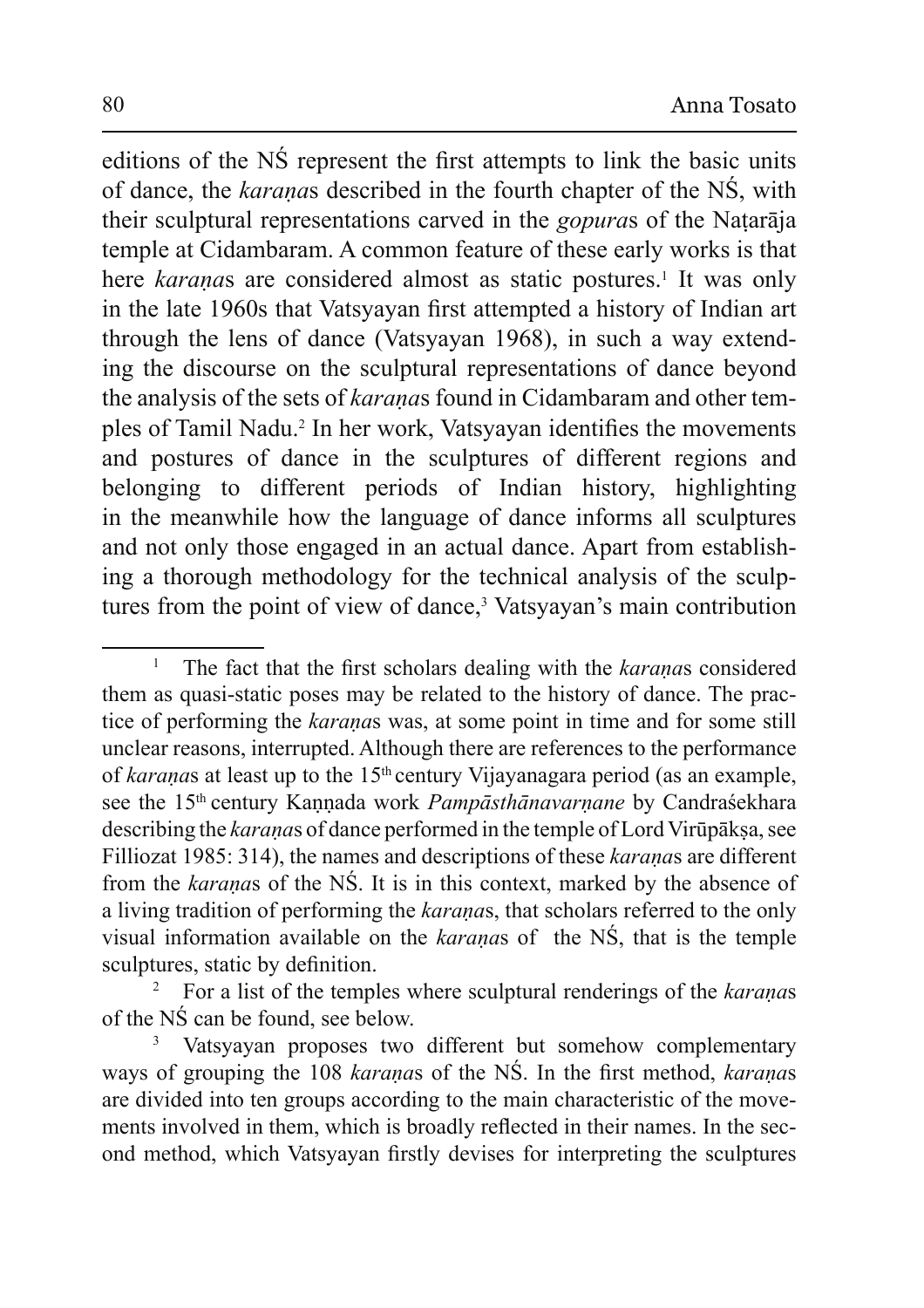editions of the NŚ represent the first attempts to link the basic units of dance, the *karaṇa*s described in the fourth chapter of the NŚ, with their sculptural representations carved in the *gopura*s of the Naṭarāja temple at Cidambaram. A common feature of these early works is that here *karaṇa*s are considered almost as static postures.[1] It was only in the late 1960s that Vatsyayan first attempted a history of Indian art through the lens of dance (Vatsyayan 1968), in such a way extending the discourse on the sculptural representations of dance beyond the analysis of the sets of *karaṇa*s found in Cidambaram and other temples of Tamil Nadu.[2] In her work, Vatsyayan identifies the movements and postures of dance in the sculptures of different regions and belonging to different periods of Indian history, highlighting in the meanwhile how the language of dance informs all sculptures and not only those engaged in an actual dance. Apart from establishing a thorough methodology for the technical analysis of the sculptures from the point of view of dance,[3] Vatsyayan's main contribution

---

[1] The fact that the first scholars dealing with the *karaṇa*s considered them as quasi-static poses may be related to the history of dance. The practice of performing the *karaṇa*s was, at some point in time and for some still unclear reasons, interrupted. Although there are references to the performance of *karaṇa*s at least up to the 15th century Vijayanagara period (as an example, see the 15th century Kaṇṇada work *Pampāsthānavarṇane* by Candraśekhara describing the *karaṇa*s of dance performed in the temple of Lord Virūpākṣa, see Filliozat 1985: 314), the names and descriptions of these *karaṇa*s are different from the *karaṇa*s of the NŚ. It is in this context, marked by the absence of a living tradition of performing the *karaṇa*s, that scholars referred to the only visual information available on the *karaṇa*s of the NŚ, that is the temple sculptures, static by definition.

[2] For a list of the temples where sculptural renderings of the *karaṇa*s of the NŚ can be found, see below.

[3] Vatsyayan proposes two different but somehow complementary ways of grouping the 108 *karaṇa*s of the NŚ. In the first method, *karaṇa*s are divided into ten groups according to the main characteristic of the movements involved in them, which is broadly reflected in their names. In the second method, which Vatsyayan firstly devises for interpreting the sculptures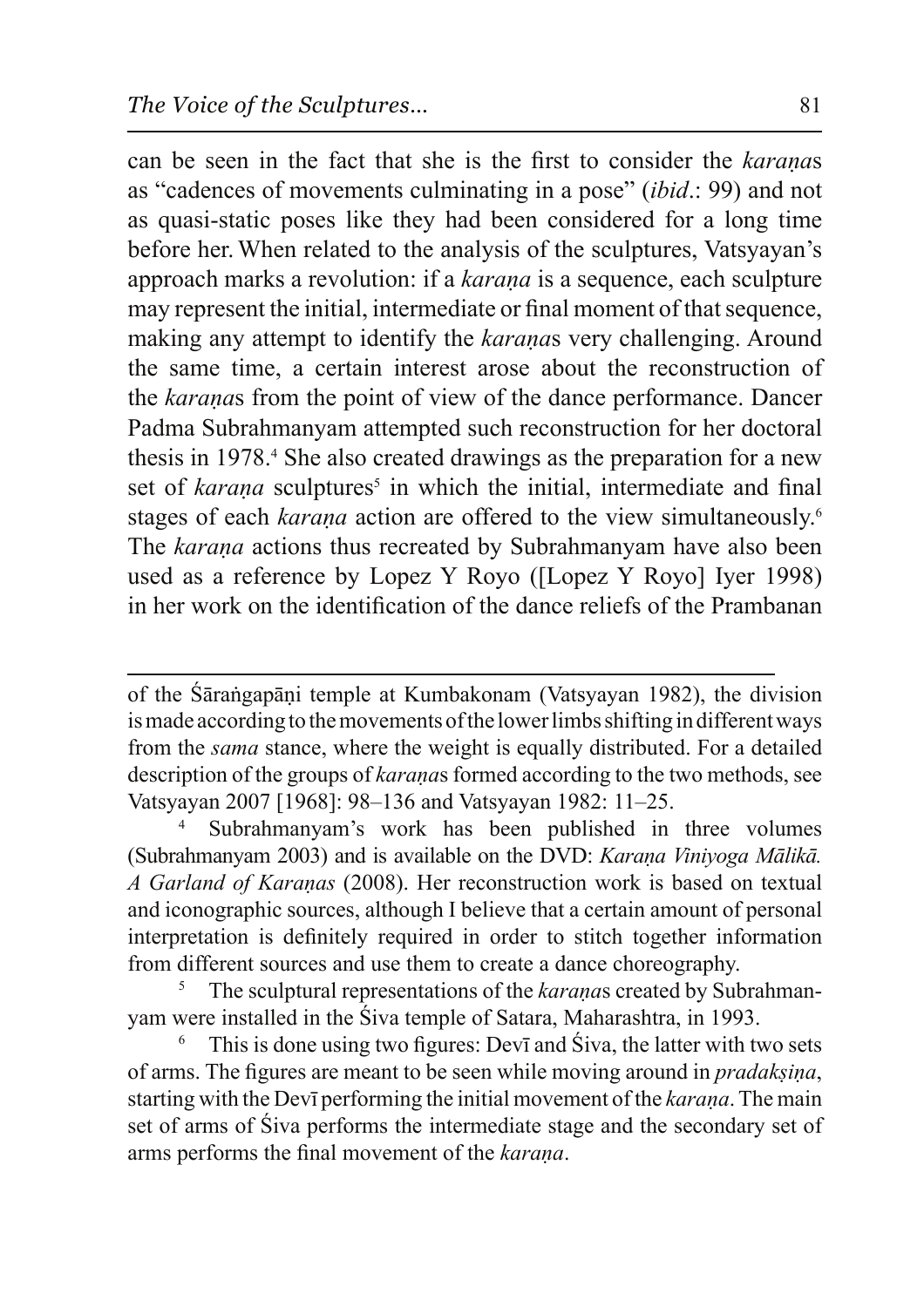can be seen in the fact that she is the first to consider the *karaṇa*s as "cadences of movements culminating in a pose" (*ibid*.: 99) and not as quasi-static poses like they had been considered for a long time before her. When related to the analysis of the sculptures, Vatsyayan's approach marks a revolution: if a *karaṇa* is a sequence, each sculpture may represent the initial, intermediate or final moment of that sequence, making any attempt to identify the *karaṇa*s very challenging. Around the same time, a certain interest arose about the reconstruction of the *karaṇa*s from the point of view of the dance performance. Dancer Padma Subrahmanyam attempted such reconstruction for her doctoral thesis in 1978.[4] She also created drawings as the preparation for a new set of *karaṇa* sculptures[5] in which the initial, intermediate and final stages of each *karaṇa* action are offered to the view simultaneously.[6] The *karaṇa* actions thus recreated by Subrahmanyam have also been used as a reference by Lopez Y Royo ([Lopez Y Royo] Iyer 1998) in her work on the identification of the dance reliefs of the Prambanan

---

of the Śāraṅgapāṇi temple at Kumbakonam (Vatsyayan 1982), the division is made according to the movements of the lower limbs shifting in different ways from the *sama* stance, where the weight is equally distributed. For a detailed description of the groups of *karaṇa*s formed according to the two methods, see Vatsyayan 2007 [1968]: 98–136 and Vatsyayan 1982: 11–25.

[4] Subrahmanyam's work has been published in three volumes (Subrahmanyam 2003) and is available on the DVD: *Karaṇa Viniyoga Mālikā. A Garland of Karaṇas* (2008). Her reconstruction work is based on textual and iconographic sources, although I believe that a certain amount of personal interpretation is definitely required in order to stitch together information from different sources and use them to create a dance choreography.

[5] The sculptural representations of the *karaṇa*s created by Subrahmanyam were installed in the Śiva temple of Satara, Maharashtra, in 1993.

[6] This is done using two figures: Devī and Śiva, the latter with two sets of arms. The figures are meant to be seen while moving around in *pradakṣiṇa*, starting with the Devī performing the initial movement of the *karaṇa*. The main set of arms of Śiva performs the intermediate stage and the secondary set of arms performs the final movement of the *karaṇa*.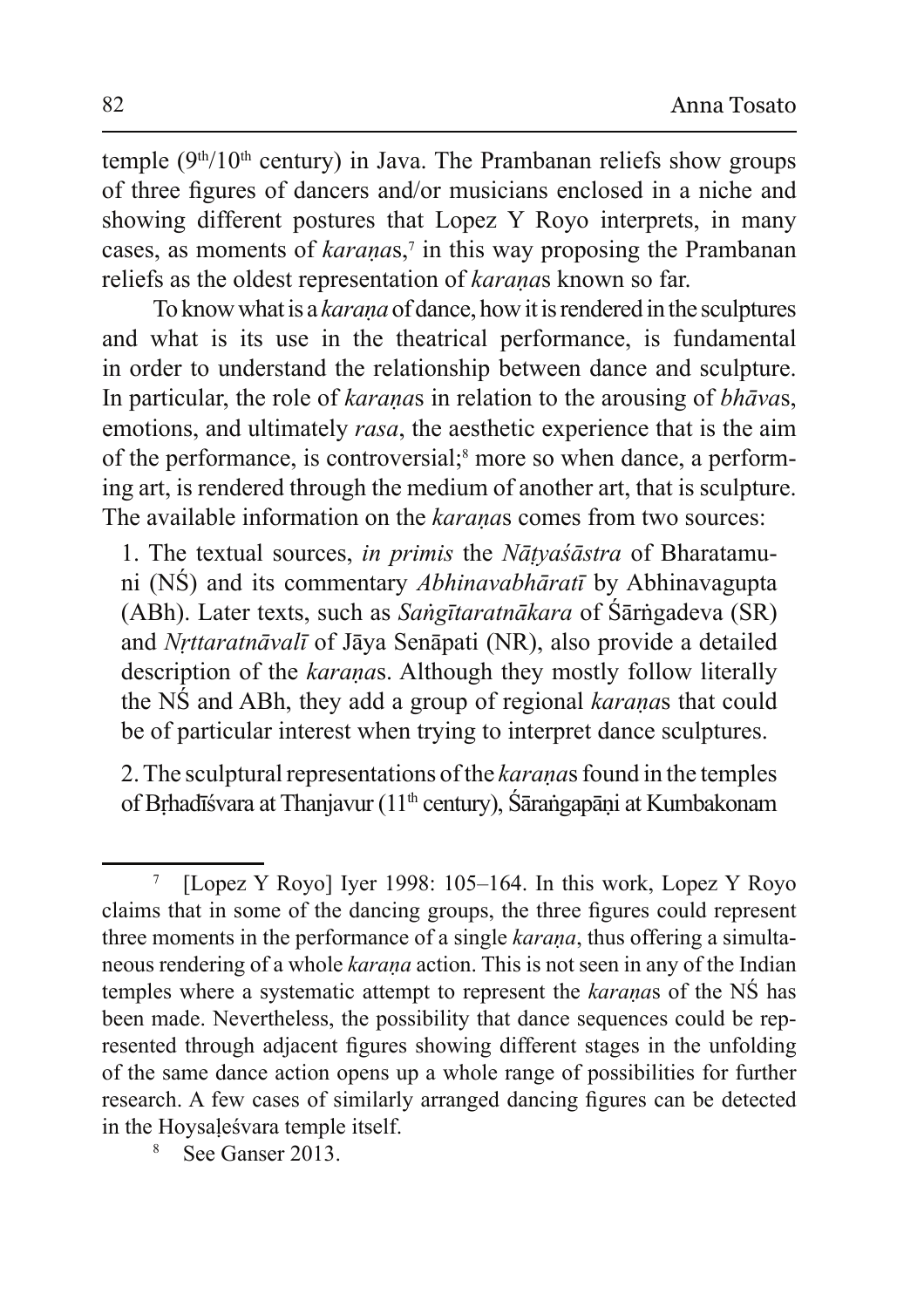temple (9th/10th century) in Java. The Prambanan reliefs show groups of three figures of dancers and/or musicians enclosed in a niche and showing different postures that Lopez Y Royo interprets, in many cases, as moments of *karaṇa*s,[7] in this way proposing the Prambanan reliefs as the oldest representation of *karaṇa*s known so far.

To know what is a *karaṇa* of dance, how it is rendered in the sculptures and what is its use in the theatrical performance, is fundamental in order to understand the relationship between dance and sculpture. In particular, the role of *karaṇa*s in relation to the arousing of *bhāva*s, emotions, and ultimately *rasa*, the aesthetic experience that is the aim of the performance, is controversial;[8] more so when dance, a performing art, is rendered through the medium of another art, that is sculpture. The available information on the *karaṇa*s comes from two sources:

1. The textual sources, *in primis* the *Nāṭyaśāstra* of Bharatamuni (NŚ) and its commentary *Abhinavabhāratī* by Abhinavagupta (ABh). Later texts, such as *Saṅgītaratnākara* of Śārṅgadeva (SR) and *Nṛttaratnāvalī* of Jāya Senāpati (NR), also provide a detailed description of the *karaṇa*s. Although they mostly follow literally the NŚ and ABh, they add a group of regional *karaṇa*s that could be of particular interest when trying to interpret dance sculptures.

2. The sculptural representations of the *karaṇa*s found in the temples of Bṛhadīśvara at Thanjavur (11th century), Śāraṅgapāṇi at Kumbakonam

---

[7] [Lopez Y Royo] Iyer 1998: 105–164. In this work, Lopez Y Royo claims that in some of the dancing groups, the three figures could represent three moments in the performance of a single *karaṇa*, thus offering a simultaneous rendering of a whole *karaṇa* action. This is not seen in any of the Indian temples where a systematic attempt to represent the *karaṇa*s of the NŚ has been made. Nevertheless, the possibility that dance sequences could be represented through adjacent figures showing different stages in the unfolding of the same dance action opens up a whole range of possibilities for further research. A few cases of similarly arranged dancing figures can be detected in the Hoysaḷeśvara temple itself.

[8] See Ganser 2013.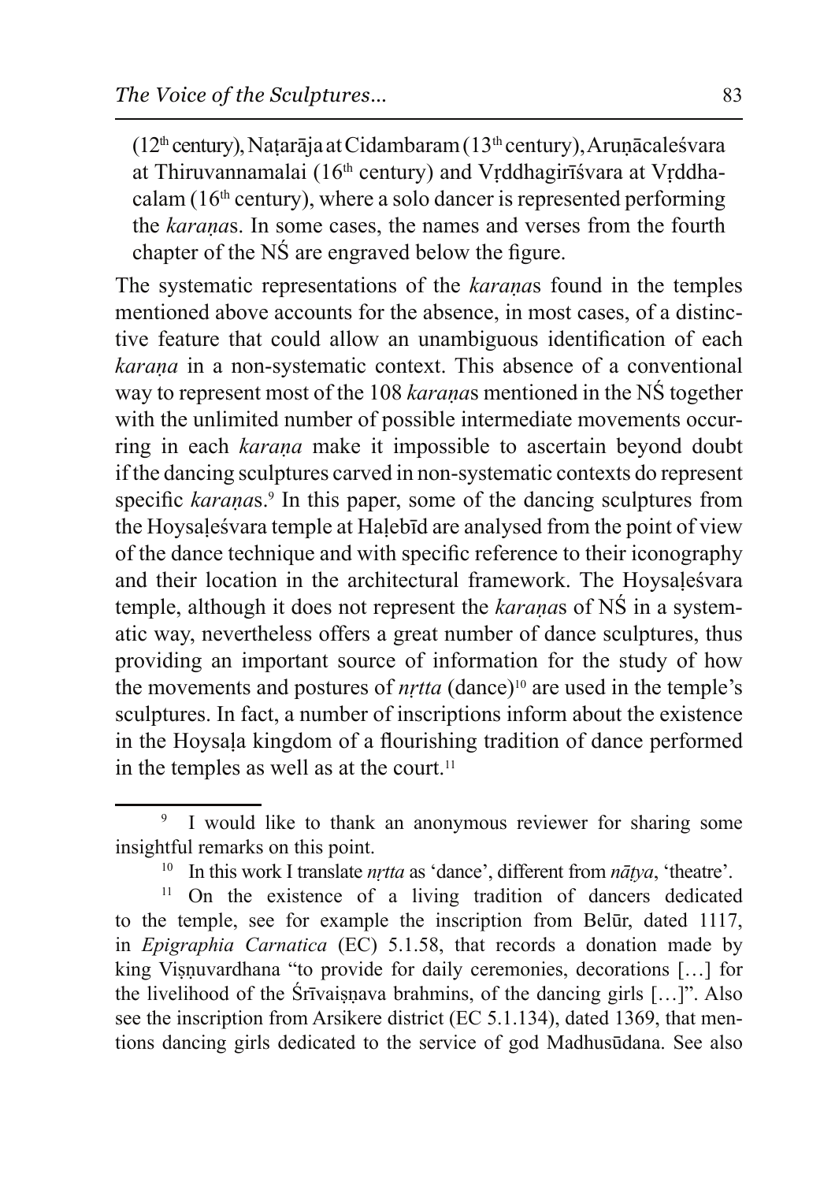(12th century), Naṭarāja at Cidambaram (13th century), Aruṇācaleśvara at Thiruvannamalai (16th century) and Vṛddhagirīśvara at Vṛddhacalam (16th century), where a solo dancer is represented performing the *karaṇa*s. In some cases, the names and verses from the fourth chapter of the NŚ are engraved below the figure.

The systematic representations of the *karaṇa*s found in the temples mentioned above accounts for the absence, in most cases, of a distinctive feature that could allow an unambiguous identification of each *karaṇa* in a non-systematic context. This absence of a conventional way to represent most of the 108 *karaṇa*s mentioned in the NŚ together with the unlimited number of possible intermediate movements occurring in each *karaṇa* make it impossible to ascertain beyond doubt if the dancing sculptures carved in non-systematic contexts do represent specific *karaṇa*s.[9] In this paper, some of the dancing sculptures from the Hoysaḷeśvara temple at Haḷebīd are analysed from the point of view of the dance technique and with specific reference to their iconography and their location in the architectural framework. The Hoysaḷeśvara temple, although it does not represent the *karaṇa*s of NŚ in a systematic way, nevertheless offers a great number of dance sculptures, thus providing an important source of information for the study of how the movements and postures of *nṛtta* (dance)[10] are used in the temple's sculptures. In fact, a number of inscriptions inform about the existence in the Hoysaḷa kingdom of a flourishing tradition of dance performed in the temples as well as at the court.[11]

---

[9] I would like to thank an anonymous reviewer for sharing some insightful remarks on this point.

[10] In this work I translate *nṛtta* as 'dance', different from *nāṭya*, 'theatre'.

[11] On the existence of a living tradition of dancers dedicated to the temple, see for example the inscription from Belūr, dated 1117, in *Epigraphia Carnatica* (EC) 5.1.58, that records a donation made by king Viṣṇuvardhana "to provide for daily ceremonies, decorations […] for the livelihood of the Śrīvaiṣṇava brahmins, of the dancing girls […]". Also see the inscription from Arsikere district (EC 5.1.134), dated 1369, that mentions dancing girls dedicated to the service of god Madhusūdana. See also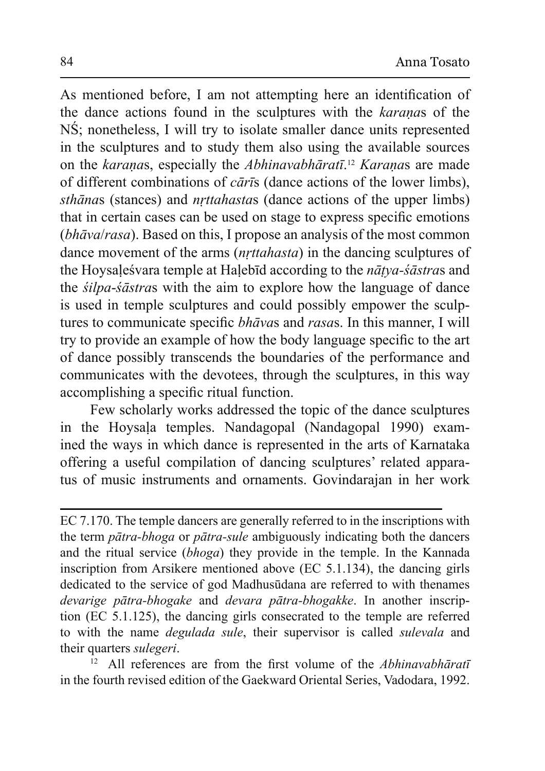As mentioned before, I am not attempting here an identification of the dance actions found in the sculptures with the *karaṇa*s of the NŚ; nonetheless, I will try to isolate smaller dance units represented in the sculptures and to study them also using the available sources on the *karaṇa*s, especially the *Abhinavabhāratī*.[12] *Karaṇa*s are made of different combinations of *cārī*s (dance actions of the lower limbs), *sthāna*s (stances) and *nṛttahasta*s (dance actions of the upper limbs) that in certain cases can be used on stage to express specific emotions (*bhāva*/*rasa*). Based on this, I propose an analysis of the most common dance movement of the arms (*nṛttahasta*) in the dancing sculptures of the Hoysaḷeśvara temple at Haḷebīd according to the *nāṭya-śāstra*s and the *śilpa-śāstra*s with the aim to explore how the language of dance is used in temple sculptures and could possibly empower the sculptures to communicate specific *bhāva*s and *rasa*s. In this manner, I will try to provide an example of how the body language specific to the art of dance possibly transcends the boundaries of the performance and communicates with the devotees, through the sculptures, in this way accomplishing a specific ritual function.

Few scholarly works addressed the topic of the dance sculptures in the Hoysaḷa temples. Nandagopal (Nandagopal 1990) examined the ways in which dance is represented in the arts of Karnataka offering a useful compilation of dancing sculptures' related apparatus of music instruments and ornaments. Govindarajan in her work

---

EC 7.170. The temple dancers are generally referred to in the inscriptions with the term *pātra-bhoga* or *pātra-sule* ambiguously indicating both the dancers and the ritual service (*bhoga*) they provide in the temple. In the Kannada inscription from Arsikere mentioned above (EC 5.1.134), the dancing girls dedicated to the service of god Madhusūdana are referred to with thenames *devarige pātra-bhogake* and *devara pātra-bhogakke*. In another inscription (EC 5.1.125), the dancing girls consecrated to the temple are referred to with the name *degulada sule*, their supervisor is called *sulevala* and their quarters *sulegeri*.

[12] All references are from the first volume of the *Abhinavabhāratī* in the fourth revised edition of the Gaekward Oriental Series, Vadodara, 1992.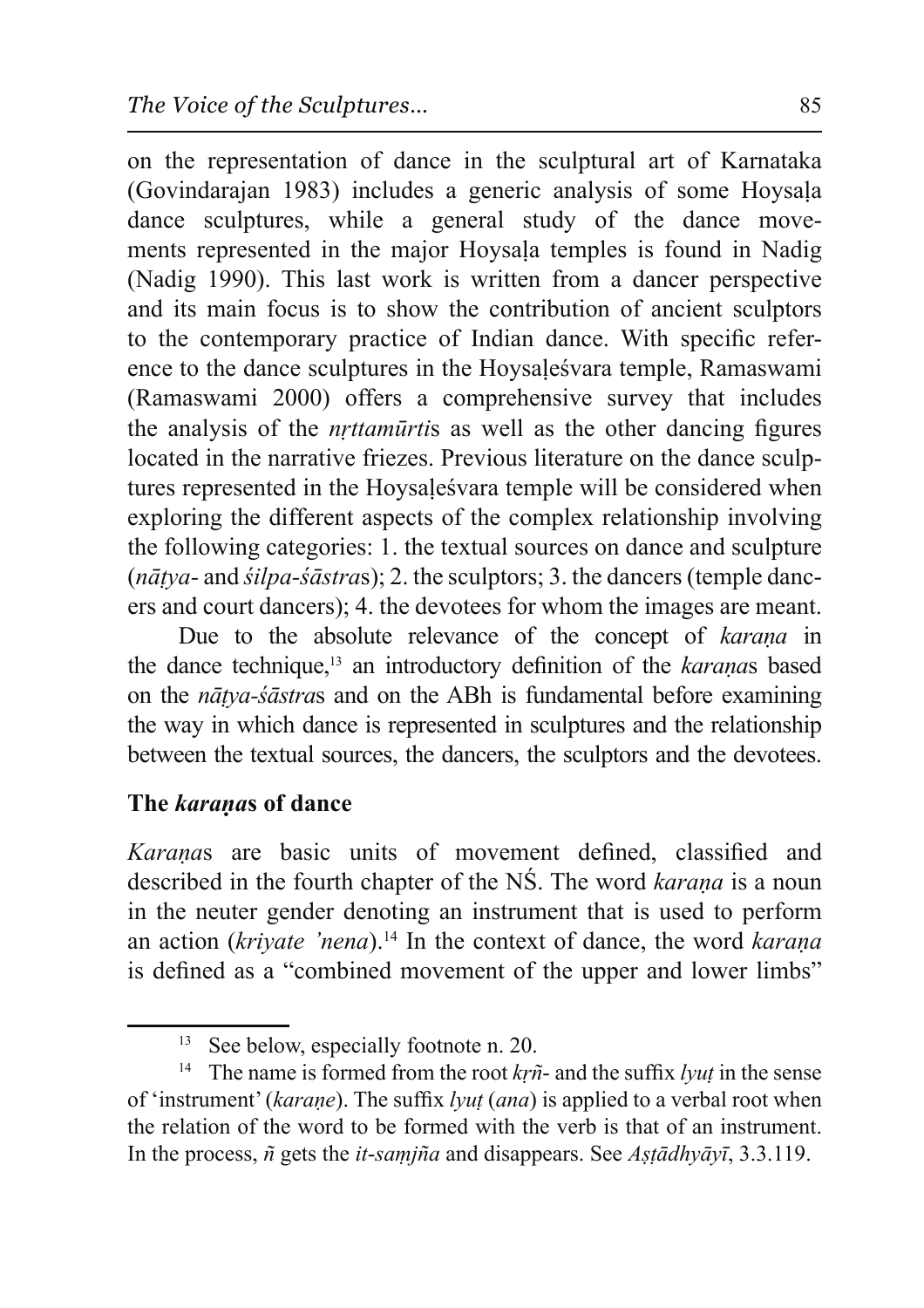on the representation of dance in the sculptural art of Karnataka (Govindarajan 1983) includes a generic analysis of some Hoysaḷa dance sculptures, while a general study of the dance movements represented in the major Hoysaḷa temples is found in Nadig (Nadig 1990). This last work is written from a dancer perspective and its main focus is to show the contribution of ancient sculptors to the contemporary practice of Indian dance. With specific reference to the dance sculptures in the Hoysaḷeśvara temple, Ramaswami (Ramaswami 2000) offers a comprehensive survey that includes the analysis of the *nṛttamūrti*s as well as the other dancing figures located in the narrative friezes. Previous literature on the dance sculptures represented in the Hoysaḷeśvara temple will be considered when exploring the different aspects of the complex relationship involving the following categories: 1. the textual sources on dance and sculpture (*nāṭya-* and *śilpa-śāstra*s); 2. the sculptors; 3. the dancers (temple dancers and court dancers); 4. the devotees for whom the images are meant.

Due to the absolute relevance of the concept of *karaṇa* in the dance technique,[13] an introductory definition of the *karaṇa*s based on the *nāṭya-śāstra*s and on the ABh is fundamental before examining the way in which dance is represented in sculptures and the relationship between the textual sources, the dancers, the sculptors and the devotees.

## The *karaṇa*s of dance

*Karaṇa*s are basic units of movement defined, classified and described in the fourth chapter of the NŚ. The word *karaṇa* is a noun in the neuter gender denoting an instrument that is used to perform an action (*kriyate 'nena*).[14] In the context of dance, the word *karaṇa* is defined as a "combined movement of the upper and lower limbs"

---

[13] See below, especially footnote n. 20.

[14] The name is formed from the root *kṛñ-* and the suffix *lyuṭ* in the sense of 'instrument' (*karaṇe*). The suffix *lyuṭ* (*ana*) is applied to a verbal root when the relation of the word to be formed with the verb is that of an instrument. In the process, *ñ* gets the *it-saṃjña* and disappears. See *Aṣṭādhyāyī*, 3.3.119.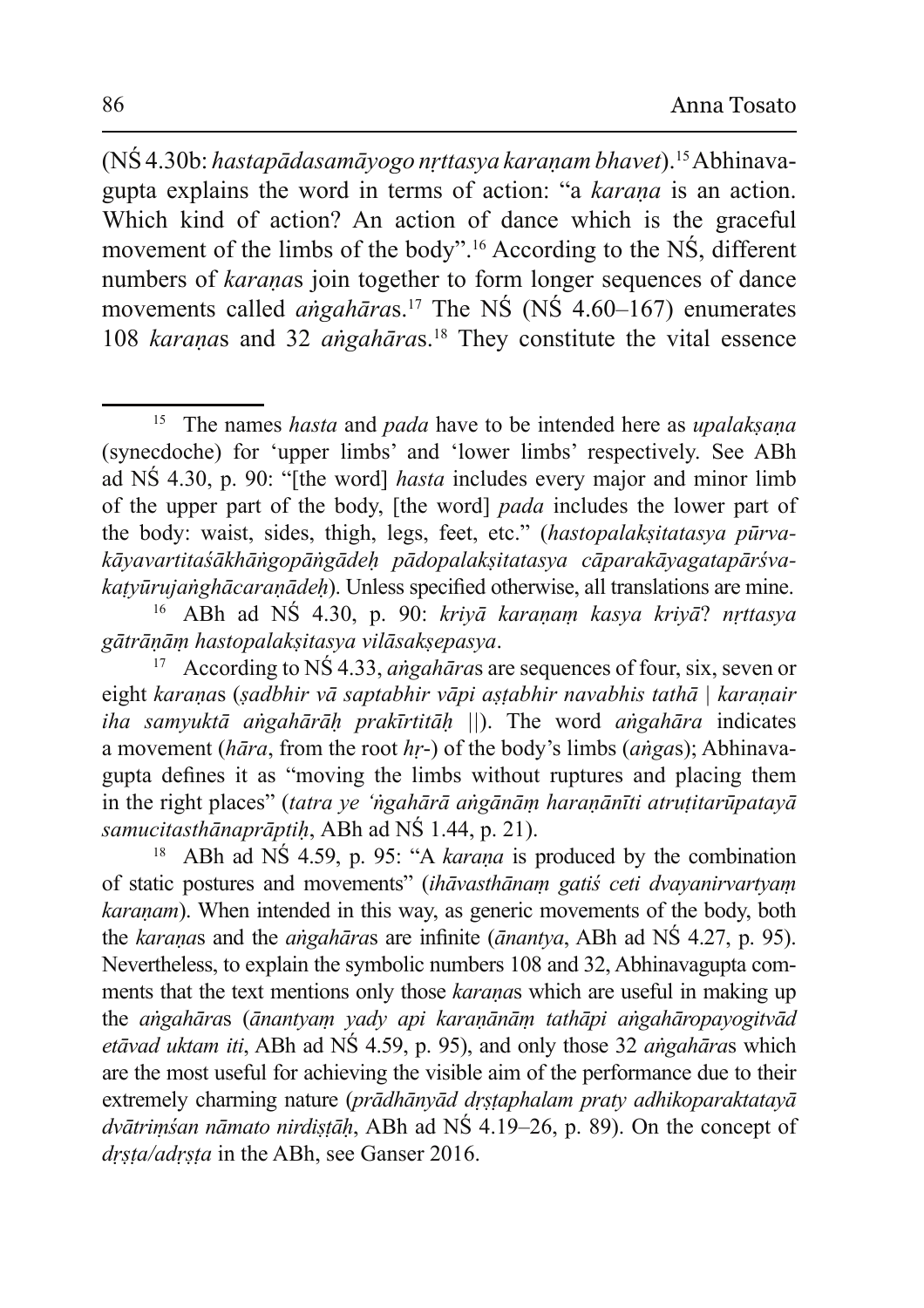(NŚ 4.30b: *hastapādasamāyogo nṛttasya karaṇam bhavet*).[15] Abhinavagupta explains the word in terms of action: "a *karaṇa* is an action. Which kind of action? An action of dance which is the graceful movement of the limbs of the body".[16] According to the NŚ, different numbers of *karaṇa*s join together to form longer sequences of dance movements called *aṅgahāra*s.[17] The NŚ (NŚ 4.60–167) enumerates 108 *karaṇa*s and 32 *aṅgahāra*s.[18] They constitute the vital essence

---

[15] The names *hasta* and *pada* have to be intended here as *upalakṣaṇa* (synecdoche) for 'upper limbs' and 'lower limbs' respectively. See ABh ad NŚ 4.30, p. 90: "[the word] *hasta* includes every major and minor limb of the upper part of the body, [the word] *pada* includes the lower part of the body: waist, sides, thigh, legs, feet, etc." (*hastopalakṣitatasya pūrvakāyavartitaśākhāṅgopāṅgādeḥ pādopalakṣitatasya cāparakāyagatapārśvakaṭyūrujaṅghācaraṇādeḥ*). Unless specified otherwise, all translations are mine.

[16] ABh ad NŚ 4.30, p. 90: *kriyā karaṇaṃ kasya kriyā*? *nṛttasya gātrāṇāṃ hastopalakṣitasya vilāsakṣepasya*.

[17] According to NŚ 4.33, *aṅgahāra*s are sequences of four, six, seven or eight *karaṇa*s (*ṣadbhir vā saptabhir vāpi aṣṭabhir navabhis tathā | karaṇair iha saṃyuktā aṅgahārāḥ prakīrtitāḥ* ||). The word *aṅgahāra* indicates a movement (*hāra*, from the root *hṛ*-) of the body's limbs (*aṅga*s); Abhinavagupta defines it as "moving the limbs without ruptures and placing them in the right places" (*tatra ye 'ṅgahārā aṅgānāṃ haraṇānīti atruṭitarūpatayā samucitasthānaprāptiḥ*, ABh ad NŚ 1.44, p. 21).

[18] ABh ad NŚ 4.59, p. 95: "A *karaṇa* is produced by the combination of static postures and movements" (*ihāvasthānaṃ gatiś ceti dvayanirvartyaṃ karaṇam*). When intended in this way, as generic movements of the body, both the *karaṇa*s and the *aṅgahāra*s are infinite (*ānantya*, ABh ad NŚ 4.27, p. 95). Nevertheless, to explain the symbolic numbers 108 and 32, Abhinavagupta comments that the text mentions only those *karaṇa*s which are useful in making up the *aṅgahāra*s (*ānantyaṃ yady api karaṇānāṃ tathāpi aṅgahāropayogitvād etāvad uktam iti*, ABh ad NŚ 4.59, p. 95), and only those 32 *aṅgahāra*s which are the most useful for achieving the visible aim of the performance due to their extremely charming nature (*prādhānyād dṛṣṭaphalam praty adhikoparaktatayā dvātriṃśan nāmato nirdiṣṭāḥ*, ABh ad NŚ 4.19–26, p. 89). On the concept of *dṛṣṭa/adṛṣṭa* in the ABh, see Ganser 2016.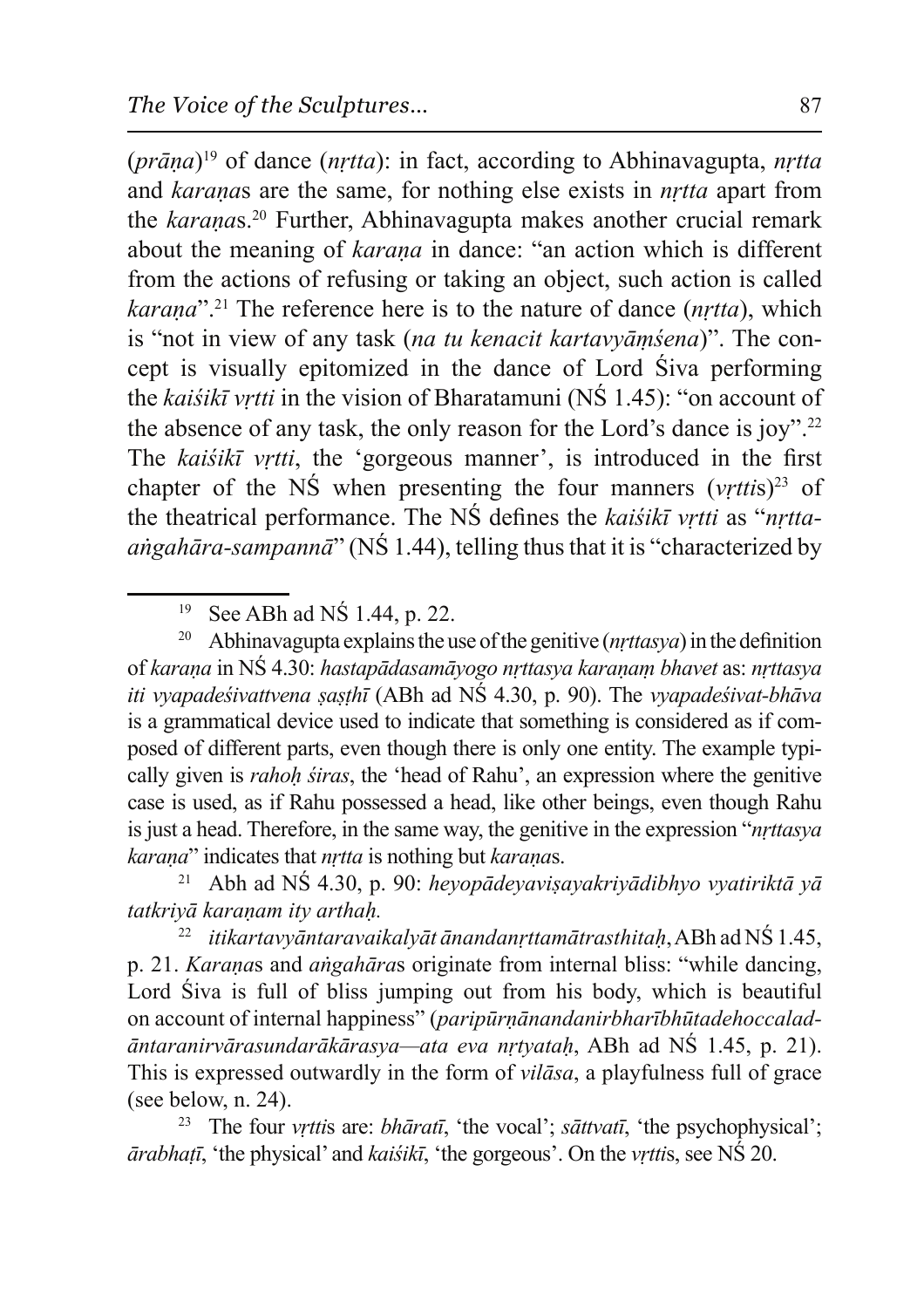(*prāṇa*)[19] of dance (*nṛtta*): in fact, according to Abhinavagupta, *nṛtta* and *karaṇa*s are the same, for nothing else exists in *nṛtta* apart from the *karaṇa*s.[20] Further, Abhinavagupta makes another crucial remark about the meaning of *karaṇa* in dance: "an action which is different from the actions of refusing or taking an object, such action is called *karaṇa*".[21] The reference here is to the nature of dance (*nṛtta*), which is "not in view of any task (*na tu kenacit kartavyāṃśena*)". The concept is visually epitomized in the dance of Lord Śiva performing the *kaiśikī vṛtti* in the vision of Bharatamuni (NŚ 1.45): "on account of the absence of any task, the only reason for the Lord's dance is joy".[22] The *kaiśikī vṛtti*, the 'gorgeous manner', is introduced in the first chapter of the NŚ when presenting the four manners (*vṛtti*s)[23] of the theatrical performance. The NŚ defines the *kaiśikī vṛtti* as "*nṛtta-aṅgahāra-sampannā*" (NŚ 1.44), telling thus that it is "characterized by

---

[19] See ABh ad NŚ 1.44, p. 22.

[20] Abhinavagupta explains the use of the genitive (*nṛttasya*) in the definition of *karaṇa* in NŚ 4.30: *hastapādasamāyogo nṛttasya karaṇaṃ bhavet* as: *nṛttasya iti vyapadeśivattvena ṣaṣṭhī* (ABh ad NŚ 4.30, p. 90). The *vyapadeśivat-bhāva* is a grammatical device used to indicate that something is considered as if composed of different parts, even though there is only one entity. The example typically given is *rahoḥ śiras*, the 'head of Rahu', an expression where the genitive case is used, as if Rahu possessed a head, like other beings, even though Rahu is just a head. Therefore, in the same way, the genitive in the expression "*nṛttasya karaṇa*" indicates that *nṛtta* is nothing but *karaṇa*s.

[21] Abh ad NŚ 4.30, p. 90: *heyopādeyaviṣayakriyādibhyo vyatiriktā yā tatkriyā karaṇam ity arthaḥ.*

[22] *itikartavyāntaravaikalyāt ānandanṛttamātrasthitaḥ*, ABh ad NŚ 1.45, p. 21. *Karaṇa*s and *aṅgahāra*s originate from internal bliss: "while dancing, Lord Śiva is full of bliss jumping out from his body, which is beautiful on account of internal happiness" (*paripūrṇānandanirbharībhūtadehoccalad-āntaranirvārasundarākārasya—ata eva nṛtyataḥ*, ABh ad NŚ 1.45, p. 21). This is expressed outwardly in the form of *vilāsa*, a playfulness full of grace (see below, n. 24).

[23] The four *vṛtti*s are: *bhāratī*, 'the vocal'; *sāttvatī*, 'the psychophysical'; *ārabhaṭī*, 'the physical' and *kaiśikī*, 'the gorgeous'. On the *vṛtti*s, see NŚ 20.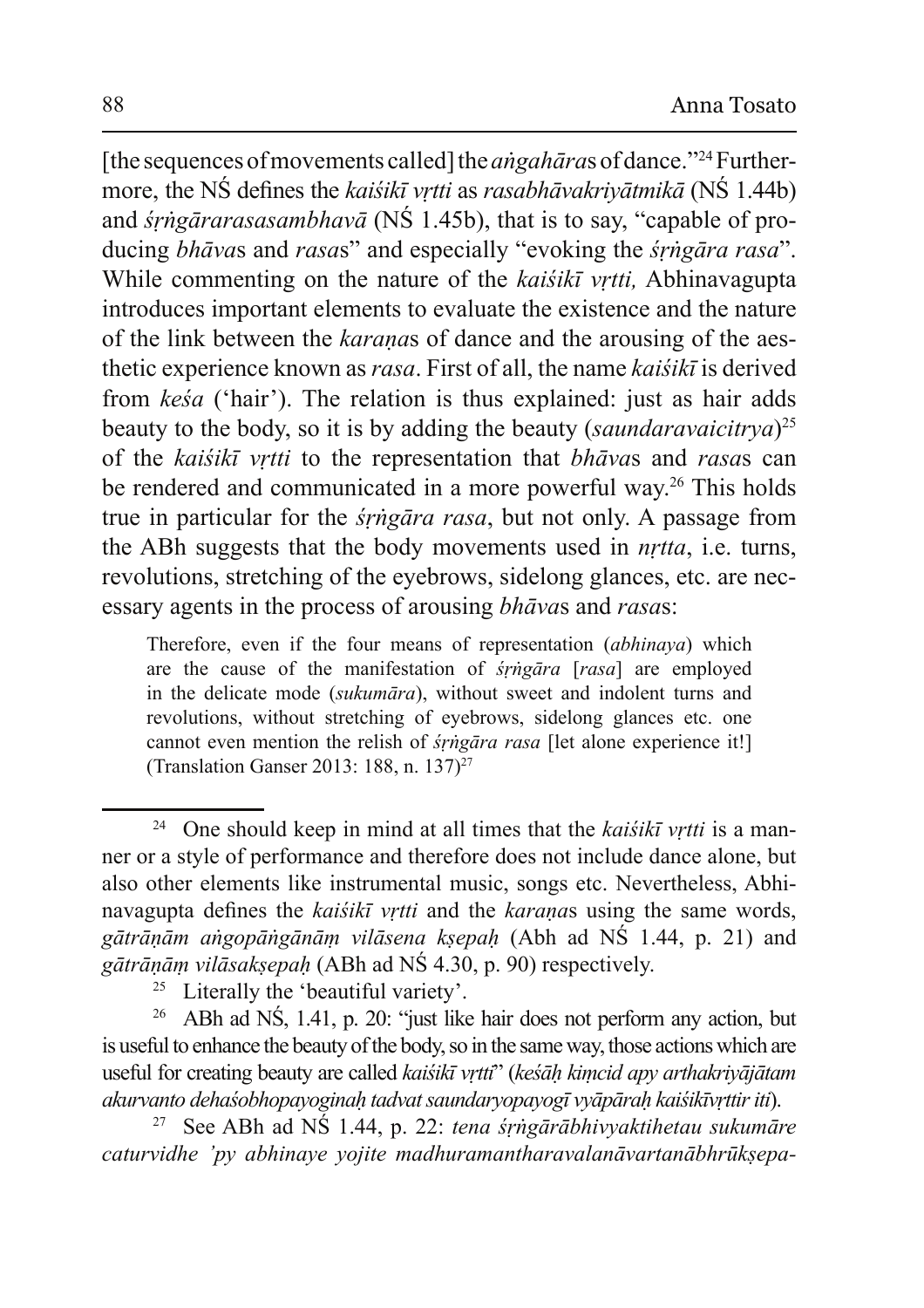[the sequences of movements called] the *aṅgahāra*s of dance."[24] Furthermore, the NŚ defines the *kaiśikī vṛtti* as *rasabhāvakriyātmikā* (NŚ 1.44b) and *śṛṅgārarasasambhavā* (NŚ 1.45b), that is to say, "capable of producing *bhāva*s and *rasa*s" and especially "evoking the *śṛṅgāra rasa*". While commenting on the nature of the *kaiśikī vṛtti,* Abhinavagupta introduces important elements to evaluate the existence and the nature of the link between the *karaṇa*s of dance and the arousing of the aesthetic experience known as *rasa*. First of all, the name *kaiśikī* is derived from *keśa* ('hair'). The relation is thus explained: just as hair adds beauty to the body, so it is by adding the beauty (*saundaravaicitrya*)[25] of the *kaiśikī vṛtti* to the representation that *bhāva*s and *rasa*s can be rendered and communicated in a more powerful way.[26] This holds true in particular for the *śṛṅgāra rasa*, but not only. A passage from the ABh suggests that the body movements used in *nṛtta*, i.e. turns, revolutions, stretching of the eyebrows, sidelong glances, etc. are necessary agents in the process of arousing *bhāva*s and *rasa*s:

> Therefore, even if the four means of representation (*abhinaya*) which are the cause of the manifestation of *śṛṅgāra* [*rasa*] are employed in the delicate mode (*sukumāra*), without sweet and indolent turns and revolutions, without stretching of eyebrows, sidelong glances etc. one cannot even mention the relish of *śṛṅgāra rasa* [let alone experience it!] (Translation Ganser 2013: 188, n. 137)[27]

---

[24] One should keep in mind at all times that the *kaiśikī vṛtti* is a manner or a style of performance and therefore does not include dance alone, but also other elements like instrumental music, songs etc. Nevertheless, Abhinavagupta defines the *kaiśikī vṛtti* and the *karaṇa*s using the same words, *gātrāṇām aṅgopāṅgānāṃ vilāsena kṣepaḥ* (Abh ad NŚ 1.44, p. 21) and *gātrāṇāṃ vilāsakṣepaḥ* (ABh ad NŚ 4.30, p. 90) respectively.

[25] Literally the 'beautiful variety'.

[26] ABh ad NŚ, 1.41, p. 20: "just like hair does not perform any action, but is useful to enhance the beauty of the body, so in the same way, those actions which are useful for creating beauty are called *kaiśikī vṛtti*" (*keśāḥ kiṃcid apy arthakriyājātam akurvanto dehaśobhopayoginaḥ tadvat saundaryopayogī vyāpāraḥ kaiśikīvṛttir iti*).

[27] See ABh ad NŚ 1.44, p. 22: *tena śṛṅgārābhivyaktihetau sukumāre caturvidhe 'py abhinaye yojite madhuramantharavalanāvartanābhrūkṣepa-*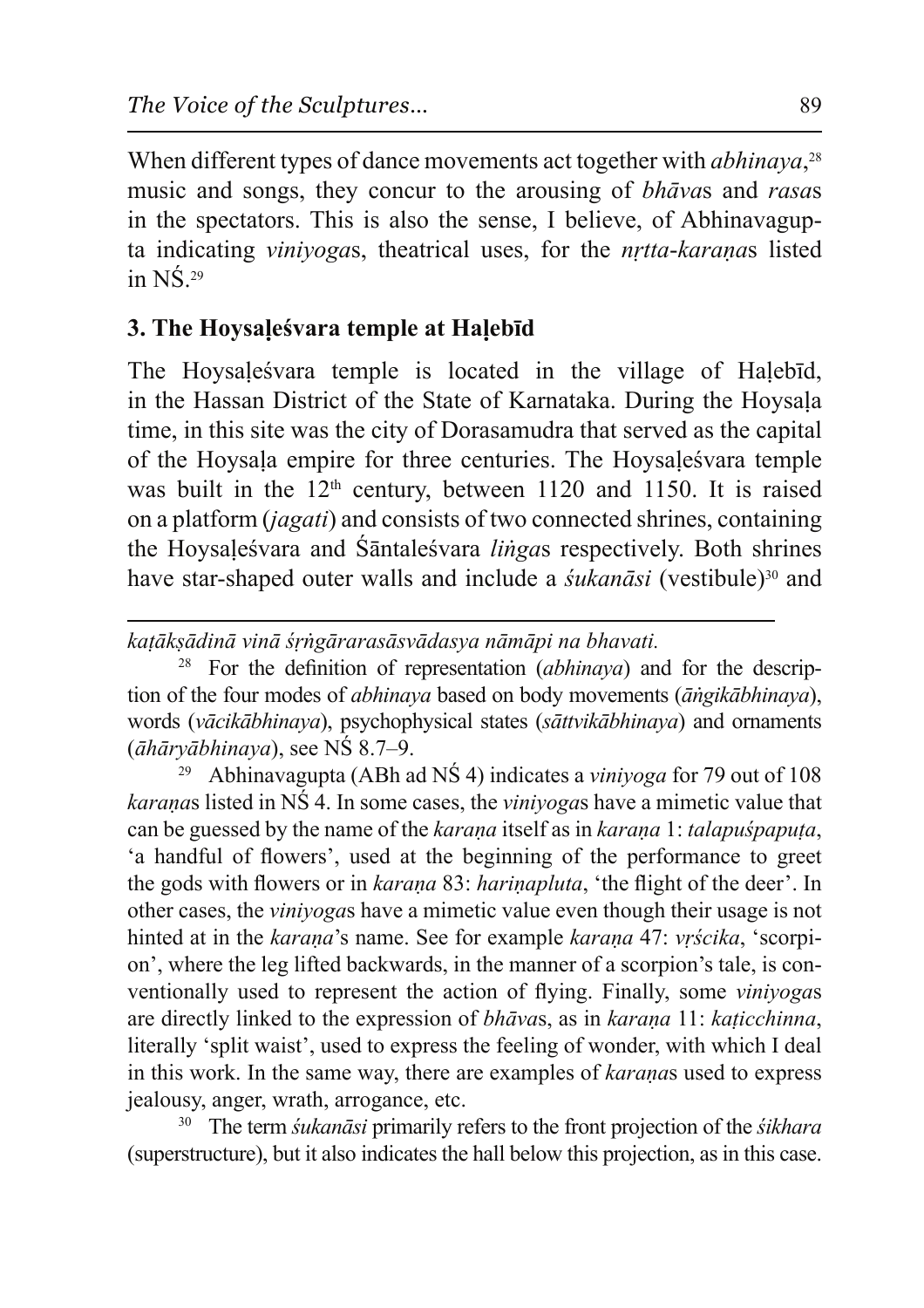When different types of dance movements act together with *abhinaya*,[28] music and songs, they concur to the arousing of *bhāva*s and *rasa*s in the spectators. This is also the sense, I believe, of Abhinavagupta indicating *viniyoga*s, theatrical uses, for the *nṛtta-karaṇa*s listed in NŚ.[29]

## 3. The Hoysaḷeśvara temple at Haḷebīd

The Hoysaḷeśvara temple is located in the village of Haḷebīd, in the Hassan District of the State of Karnataka. During the Hoysaḷa time, in this site was the city of Dorasamudra that served as the capital of the Hoysaḷa empire for three centuries. The Hoysaḷeśvara temple was built in the 12th century, between 1120 and 1150. It is raised on a platform (*jagati*) and consists of two connected shrines, containing the Hoysaḷeśvara and Śāntaleśvara *liṅga*s respectively. Both shrines have star-shaped outer walls and include a *śukanāsi* (vestibule)[30] and

---

*kaṭākṣādinā vinā śṛṅgārarasāsvādasya nāmāpi na bhavati.*

[28] For the definition of representation (*abhinaya*) and for the description of the four modes of *abhinaya* based on body movements (*āṅgikābhinaya*), words (*vācikābhinaya*), psychophysical states (*sāttvikābhinaya*) and ornaments (*āhāryābhinaya*), see NŚ 8.7–9.

[29] Abhinavagupta (ABh ad NŚ 4) indicates a *viniyoga* for 79 out of 108 *karaṇa*s listed in NŚ 4. In some cases, the *viniyoga*s have a mimetic value that can be guessed by the name of the *karaṇa* itself as in *karaṇa* 1: *talapuśpapuṭa*, 'a handful of flowers', used at the beginning of the performance to greet the gods with flowers or in *karaṇa* 83: *hariṇapluta*, 'the flight of the deer'. In other cases, the *viniyoga*s have a mimetic value even though their usage is not hinted at in the *karaṇa*'s name. See for example *karaṇa* 47: *vṛścika*, 'scorpion', where the leg lifted backwards, in the manner of a scorpion's tale, is conventionally used to represent the action of flying. Finally, some *viniyoga*s are directly linked to the expression of *bhāva*s, as in *karaṇa* 11: *kaṭicchinna*, literally 'split waist', used to express the feeling of wonder, with which I deal in this work. In the same way, there are examples of *karaṇa*s used to express jealousy, anger, wrath, arrogance, etc.

[30] The term *śukanāsi* primarily refers to the front projection of the *śikhara* (superstructure), but it also indicates the hall below this projection, as in this case.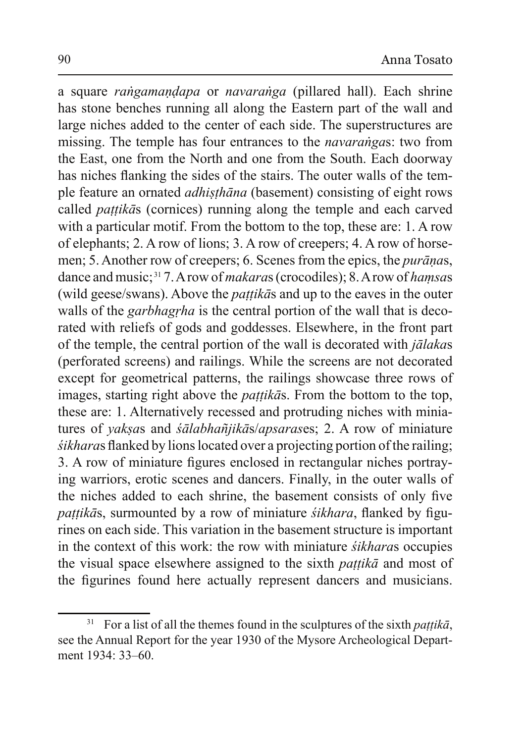a square *raṅgamaṇḍapa* or *navaraṅga* (pillared hall). Each shrine has stone benches running all along the Eastern part of the wall and large niches added to the center of each side. The superstructures are missing. The temple has four entrances to the *navaraṅga*s: two from the East, one from the North and one from the South. Each doorway has niches flanking the sides of the stairs. The outer walls of the temple feature an ornated *adhiṣṭhāna* (basement) consisting of eight rows called *paṭṭikā*s (cornices) running along the temple and each carved with a particular motif. From the bottom to the top, these are: 1. A row of elephants; 2. A row of lions; 3. A row of creepers; 4. A row of horsemen; 5. Another row of creepers; 6. Scenes from the epics, the *purāṇa*s, dance and music;[31] 7. A row of *makara*s (crocodiles); 8. A row of *haṃsa*s (wild geese/swans). Above the *paṭṭikā*s and up to the eaves in the outer walls of the *garbhagṛha* is the central portion of the wall that is decorated with reliefs of gods and goddesses. Elsewhere, in the front part of the temple, the central portion of the wall is decorated with *jālaka*s (perforated screens) and railings. While the screens are not decorated except for geometrical patterns, the railings showcase three rows of images, starting right above the *paṭṭikā*s. From the bottom to the top, these are: 1. Alternatively recessed and protruding niches with miniatures of *yakṣa*s and *śālabhañjikā*s/*apsaras*es; 2. A row of miniature *śikhara*s flanked by lions located over a projecting portion of the railing; 3. A row of miniature figures enclosed in rectangular niches portraying warriors, erotic scenes and dancers. Finally, in the outer walls of the niches added to each shrine, the basement consists of only five *paṭṭikā*s, surmounted by a row of miniature *śikhara*, flanked by figurines on each side. This variation in the basement structure is important in the context of this work: the row with miniature *śikhara*s occupies the visual space elsewhere assigned to the sixth *paṭṭikā* and most of the figurines found here actually represent dancers and musicians.

[31] For a list of all the themes found in the sculptures of the sixth *paṭṭikā*, see the Annual Report for the year 1930 of the Mysore Archeological Department 1934: 33–60.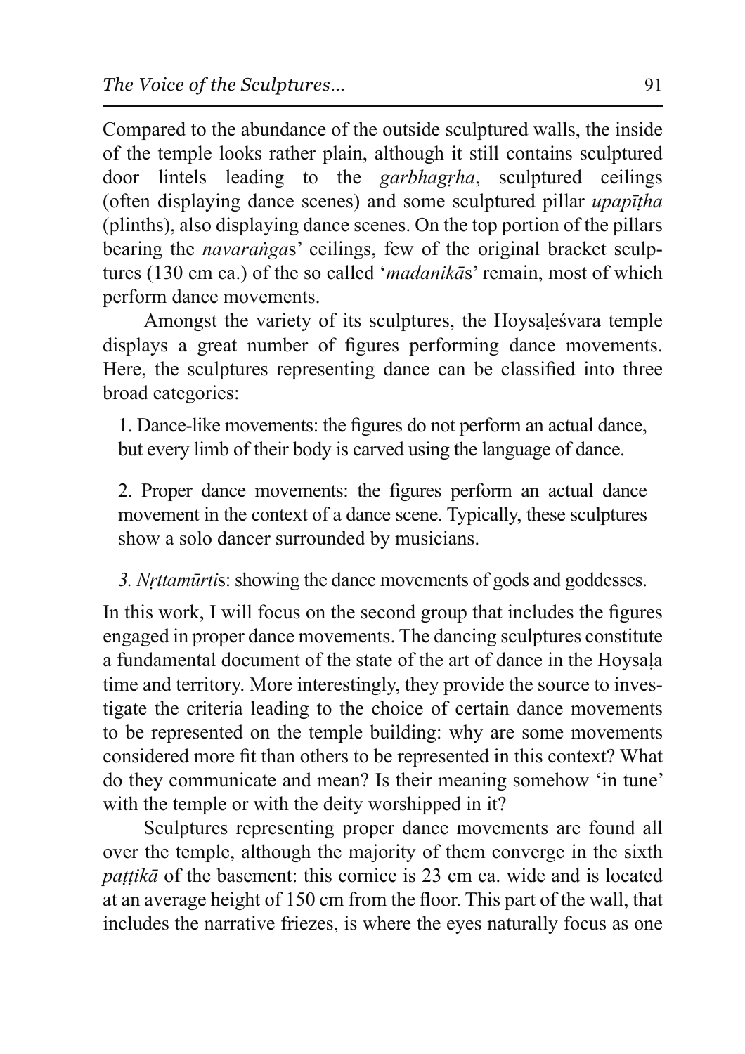Compared to the abundance of the outside sculptured walls, the inside of the temple looks rather plain, although it still contains sculptured door lintels leading to the *garbhagṛha*, sculptured ceilings (often displaying dance scenes) and some sculptured pillar *upapīṭha* (plinths), also displaying dance scenes. On the top portion of the pillars bearing the *navaraṅga*s' ceilings, few of the original bracket sculptures (130 cm ca.) of the so called '*madanikā*s' remain, most of which perform dance movements.

Amongst the variety of its sculptures, the Hoysaḷeśvara temple displays a great number of figures performing dance movements. Here, the sculptures representing dance can be classified into three broad categories:

1. Dance-like movements: the figures do not perform an actual dance, but every limb of their body is carved using the language of dance.

2. Proper dance movements: the figures perform an actual dance movement in the context of a dance scene. Typically, these sculptures show a solo dancer surrounded by musicians.

*3. Nṛttamūrti*s: showing the dance movements of gods and goddesses.

In this work, I will focus on the second group that includes the figures engaged in proper dance movements. The dancing sculptures constitute a fundamental document of the state of the art of dance in the Hoysaḷa time and territory. More interestingly, they provide the source to investigate the criteria leading to the choice of certain dance movements to be represented on the temple building: why are some movements considered more fit than others to be represented in this context? What do they communicate and mean? Is their meaning somehow 'in tune' with the temple or with the deity worshipped in it?

Sculptures representing proper dance movements are found all over the temple, although the majority of them converge in the sixth *paṭṭikā* of the basement: this cornice is 23 cm ca. wide and is located at an average height of 150 cm from the floor. This part of the wall, that includes the narrative friezes, is where the eyes naturally focus as one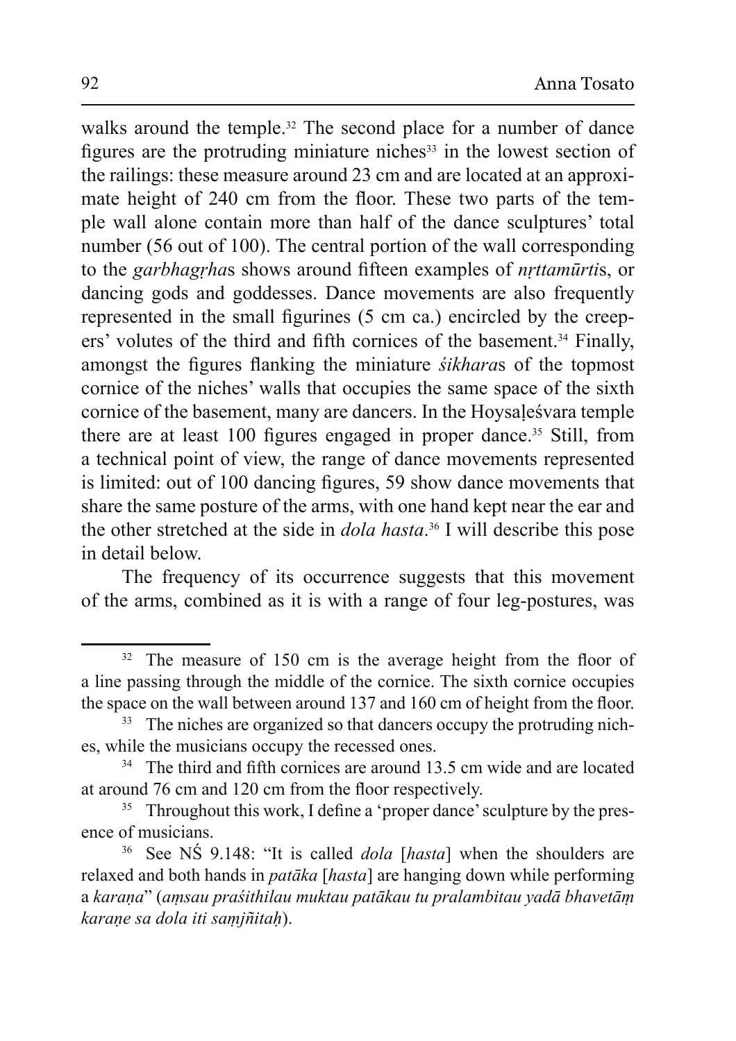walks around the temple.[32] The second place for a number of dance figures are the protruding miniature niches[33] in the lowest section of the railings: these measure around 23 cm and are located at an approximate height of 240 cm from the floor. These two parts of the temple wall alone contain more than half of the dance sculptures' total number (56 out of 100). The central portion of the wall corresponding to the *garbhagṛha*s shows around fifteen examples of *nṛttamūrti*s, or dancing gods and goddesses. Dance movements are also frequently represented in the small figurines (5 cm ca.) encircled by the creepers' volutes of the third and fifth cornices of the basement.[34] Finally, amongst the figures flanking the miniature *śikhara*s of the topmost cornice of the niches' walls that occupies the same space of the sixth cornice of the basement, many are dancers. In the Hoysaḷeśvara temple there are at least 100 figures engaged in proper dance.[35] Still, from a technical point of view, the range of dance movements represented is limited: out of 100 dancing figures, 59 show dance movements that share the same posture of the arms, with one hand kept near the ear and the other stretched at the side in *dola hasta*.[36] I will describe this pose in detail below.

The frequency of its occurrence suggests that this movement of the arms, combined as it is with a range of four leg-postures, was

---

[32] The measure of 150 cm is the average height from the floor of a line passing through the middle of the cornice. The sixth cornice occupies the space on the wall between around 137 and 160 cm of height from the floor.

[33] The niches are organized so that dancers occupy the protruding niches, while the musicians occupy the recessed ones.

[34] The third and fifth cornices are around 13.5 cm wide and are located at around 76 cm and 120 cm from the floor respectively.

[35] Throughout this work, I define a 'proper dance' sculpture by the presence of musicians.

[36] See NŚ 9.148: "It is called *dola* [*hasta*] when the shoulders are relaxed and both hands in *patāka* [*hasta*] are hanging down while performing a *karaṇa*" (*aṃsau praśithilau muktau patākau tu pralambitau yadā bhavetāṃ karaṇe sa dola iti saṃjñitaḥ*).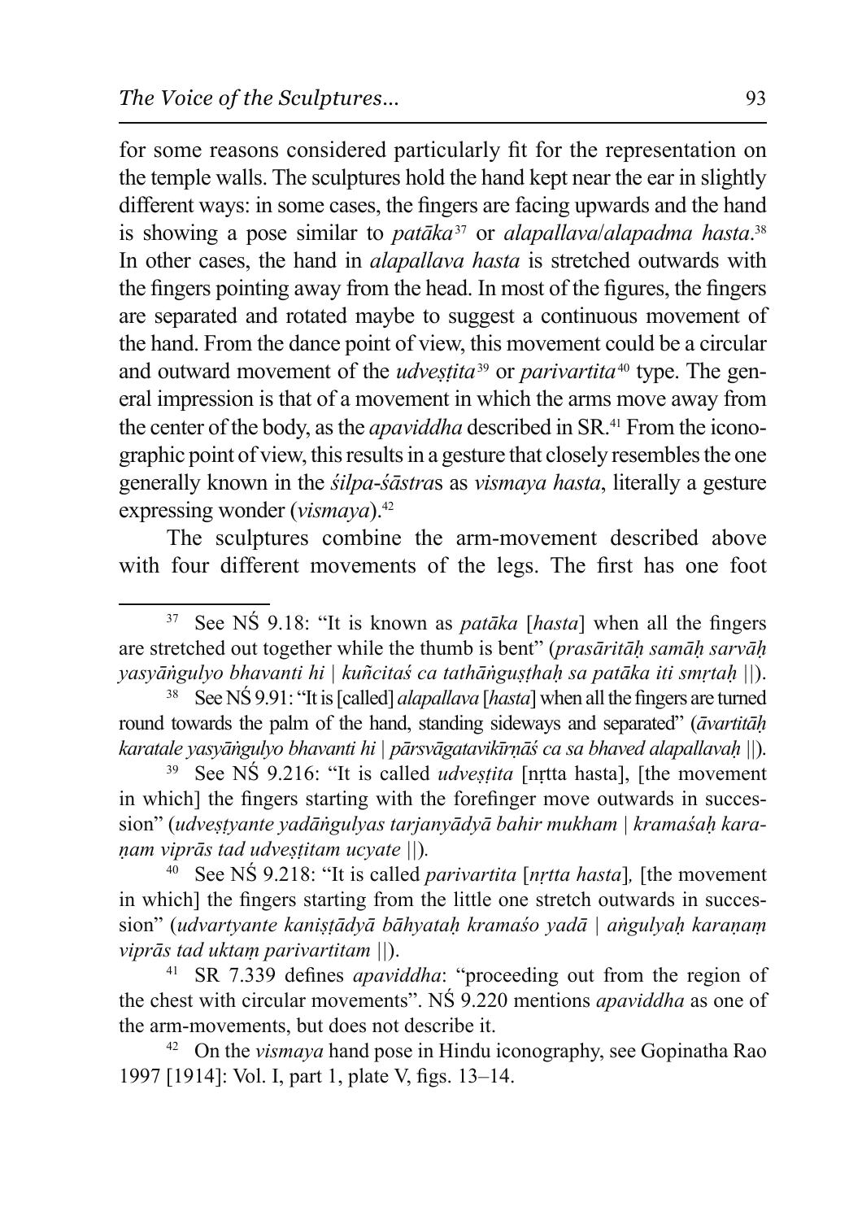for some reasons considered particularly fit for the representation on the temple walls. The sculptures hold the hand kept near the ear in slightly different ways: in some cases, the fingers are facing upwards and the hand is showing a pose similar to *patāka*[37] or *alapallava*/*alapadma hasta*.[38] In other cases, the hand in *alapallava hasta* is stretched outwards with the fingers pointing away from the head. In most of the figures, the fingers are separated and rotated maybe to suggest a continuous movement of the hand. From the dance point of view, this movement could be a circular and outward movement of the *udveṣṭita*[39] or *parivartita*[40] type. The general impression is that of a movement in which the arms move away from the center of the body, as the *apaviddha* described in SR.[41] From the iconographic point of view, this results in a gesture that closely resembles the one generally known in the *śilpa-śāstra*s as *vismaya hasta*, literally a gesture expressing wonder (*vismaya*).[42]

The sculptures combine the arm-movement described above with four different movements of the legs. The first has one foot

---

[37] See NŚ 9.18: "It is known as *patāka* [*hasta*] when all the fingers are stretched out together while the thumb is bent" (*prasāritāḥ samāḥ sarvāḥ yasyāṅgulyo bhavanti hi | kuñcitaś ca tathāṅguṣṭhaḥ sa patāka iti smṛtaḥ ||*).

[38] See NŚ 9.91: "It is [called] *alapallava* [*hasta*] when all the fingers are turned round towards the palm of the hand, standing sideways and separated" (*āvartitāḥ karatale yasyāṅgulyo bhavanti hi | pārsvāgatavikīrṇāś ca sa bhaved alapallavaḥ ||*).

[39] See NŚ 9.216: "It is called *udveṣṭita* [nṛtta hasta], [the movement in which] the fingers starting with the forefinger move outwards in succession" (*udveṣṭyante yadāṅgulyas tarjanyādyā bahir mukham | kramaśaḥ karaṇam viprās tad udveṣṭitam ucyate ||*).

[40] See NŚ 9.218: "It is called *parivartita* [*nṛtta hasta*], [the movement in which] the fingers starting from the little one stretch outwards in succession" (*udvartyante kaniṣṭādyā bāhyataḥ kramaśo yadā | aṅgulyaḥ karaṇaṃ viprās tad uktaṃ parivartitam ||*).

[41] SR 7.339 defines *apaviddha*: "proceeding out from the region of the chest with circular movements". NŚ 9.220 mentions *apaviddha* as one of the arm-movements, but does not describe it.

[42] On the *vismaya* hand pose in Hindu iconography, see Gopinatha Rao 1997 [1914]: Vol. I, part 1, plate V, figs. 13–14.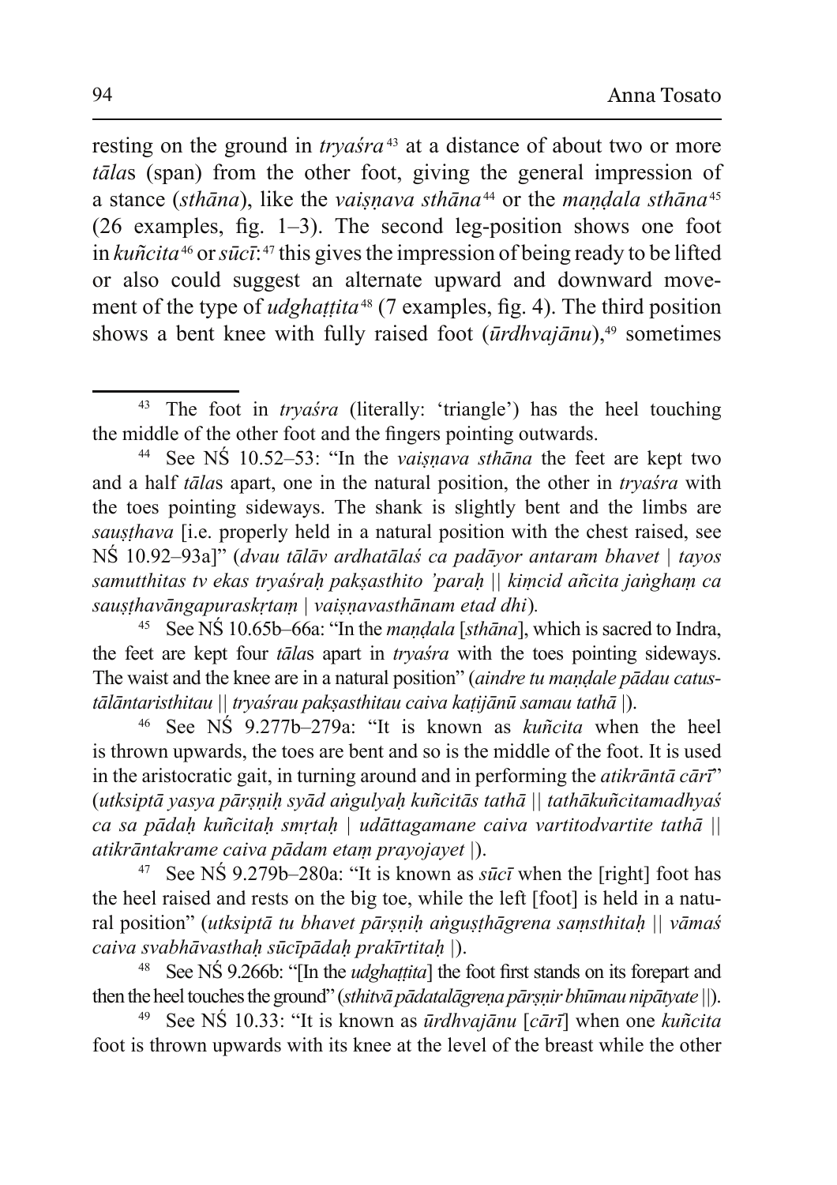resting on the ground in *tryaśra*[43] at a distance of about two or more *tāla*s (span) from the other foot, giving the general impression of a stance (*sthāna*), like the *vaiṣṇava sthāna*[44] or the *maṇḍala sthāna*[45] (26 examples, fig. 1–3). The second leg-position shows one foot in *kuñcita*[46] or *sūcī*:[47] this gives the impression of being ready to be lifted or also could suggest an alternate upward and downward movement of the type of *udghaṭṭita*[48] (7 examples, fig. 4). The third position shows a bent knee with fully raised foot (*ūrdhvajānu*),[49] sometimes

---

[43] The foot in *tryaśra* (literally: 'triangle') has the heel touching the middle of the other foot and the fingers pointing outwards.

[44] See NŚ 10.52–53: "In the *vaiṣṇava sthāna* the feet are kept two and a half *tāla*s apart, one in the natural position, the other in *tryaśra* with the toes pointing sideways. The shank is slightly bent and the limbs are *sauṣṭhava* [i.e. properly held in a natural position with the chest raised, see NŚ 10.92–93a]" (*dvau tālāv ardhatālaś ca padāyor antaram bhavet | tayos samutthitas tv ekas tryaśraḥ pakṣasthito 'paraḥ || kiṃcid añcita jaṅghaṃ ca sauṣṭhavāṅgapuraskṛtaṃ | vaiṣṇavasthānam etad dhi*).

[45] See NŚ 10.65b–66a: "In the *maṇḍala* [*sthāna*], which is sacred to Indra, the feet are kept four *tāla*s apart in *tryaśra* with the toes pointing sideways. The waist and the knee are in a natural position" (*aindre tu maṇḍale pādau catustālāntaristhitau || tryaśrau pakṣasthitau caiva kaṭijānū samau tathā |*).

[46] See NŚ 9.277b–279a: "It is known as *kuñcita* when the heel is thrown upwards, the toes are bent and so is the middle of the foot. It is used in the aristocratic gait, in turning around and in performing the *atikrāntā cārī*" (*utksiptā yasya pārṣṇiḥ syād aṅgulyaḥ kuñcitās tathā || tathākuñcitamadhyaś ca sa pādaḥ kuñcitaḥ smṛtaḥ | udāttagamane caiva vartitodvartite tathā || atikrāntakrame caiva pādam etaṃ prayojayet |*).

[47] See NŚ 9.279b–280a: "It is known as *sūcī* when the [right] foot has the heel raised and rests on the big toe, while the left [foot] is held in a natural position" (*utksiptā tu bhavet pārṣṇiḥ aṅguṣṭhāgrena saṃsthitaḥ || vāmaś caiva svabhāvasthaḥ sūcīpādaḥ prakīrtitaḥ |*).

[48] See NŚ 9.266b: "[In the *udghaṭṭita*] the foot first stands on its forepart and then the heel touches the ground" (*sthitvā pādatalāgreṇa pārṣṇir bhūmau nipātyate ||*).

[49] See NŚ 10.33: "It is known as *ūrdhvajānu* [*cārī*] when one *kuñcita* foot is thrown upwards with its knee at the level of the breast while the other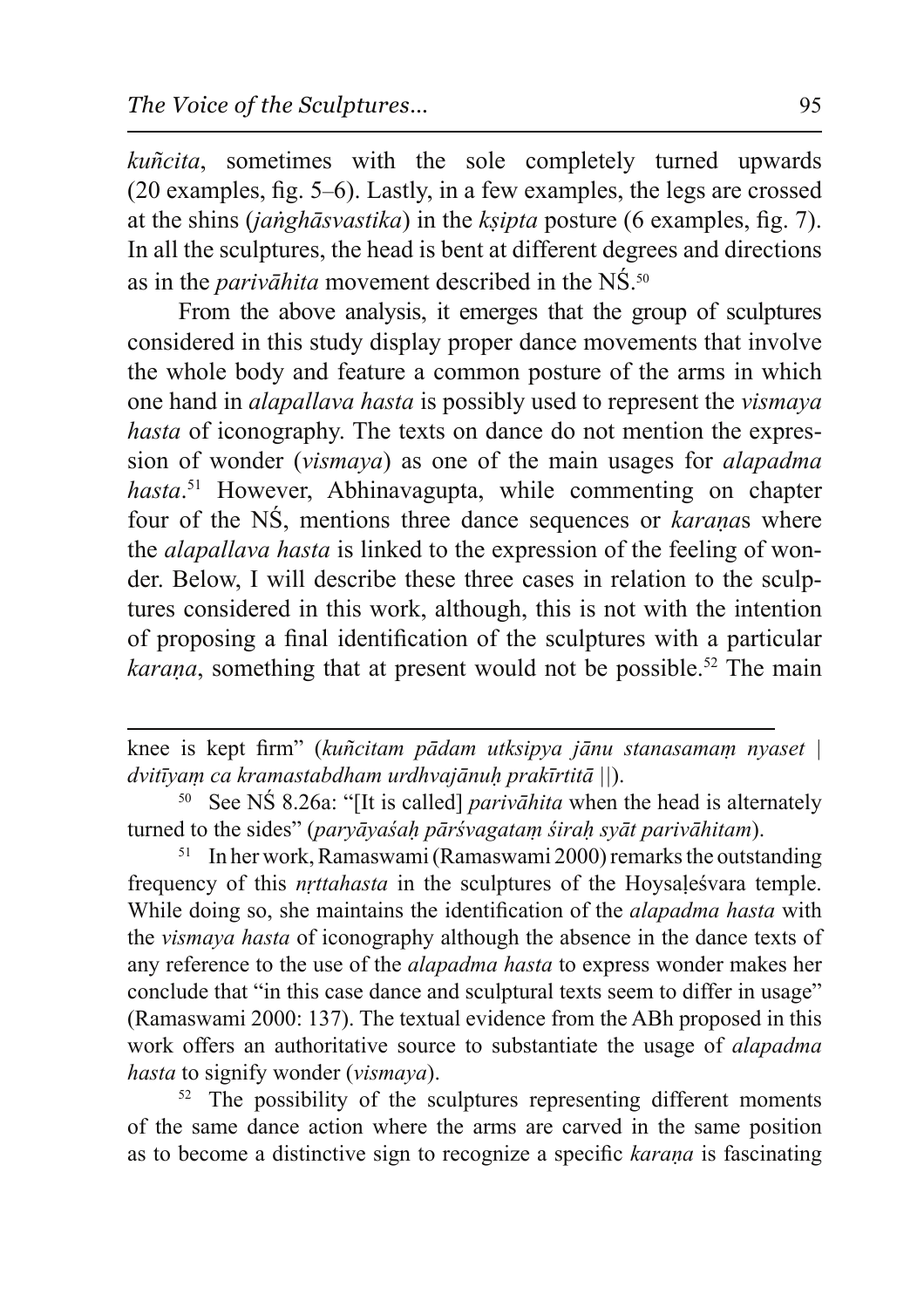*kuñcita*, sometimes with the sole completely turned upwards (20 examples, fig. 5–6). Lastly, in a few examples, the legs are crossed at the shins (*jaṅghāsvastika*) in the *kṣipta* posture (6 examples, fig. 7). In all the sculptures, the head is bent at different degrees and directions as in the *parivāhita* movement described in the NŚ.[50]

From the above analysis, it emerges that the group of sculptures considered in this study display proper dance movements that involve the whole body and feature a common posture of the arms in which one hand in *alapallava hasta* is possibly used to represent the *vismaya hasta* of iconography. The texts on dance do not mention the expression of wonder (*vismaya*) as one of the main usages for *alapadma hasta*.[51] However, Abhinavagupta, while commenting on chapter four of the NŚ, mentions three dance sequences or *karaṇa*s where the *alapallava hasta* is linked to the expression of the feeling of wonder. Below, I will describe these three cases in relation to the sculptures considered in this work, although, this is not with the intention of proposing a final identification of the sculptures with a particular *karaṇa*, something that at present would not be possible.[52] The main

---

knee is kept firm" (*kuñcitam pādam utksipya jānu stanasamaṃ nyaset | dvitīyaṃ ca kramastabdham urdhvajānuḥ prakīrtitā ||*).

[50] See NŚ 8.26a: "[It is called] *parivāhita* when the head is alternately turned to the sides" (*paryāyaśaḥ pārśvagataṃ śiraḥ syāt parivāhitam*).

[51] In her work, Ramaswami (Ramaswami 2000) remarks the outstanding frequency of this *nṛttahasta* in the sculptures of the Hoysaḷeśvara temple. While doing so, she maintains the identification of the *alapadma hasta* with the *vismaya hasta* of iconography although the absence in the dance texts of any reference to the use of the *alapadma hasta* to express wonder makes her conclude that "in this case dance and sculptural texts seem to differ in usage" (Ramaswami 2000: 137). The textual evidence from the ABh proposed in this work offers an authoritative source to substantiate the usage of *alapadma hasta* to signify wonder (*vismaya*).

[52] The possibility of the sculptures representing different moments of the same dance action where the arms are carved in the same position as to become a distinctive sign to recognize a specific *karaṇa* is fascinating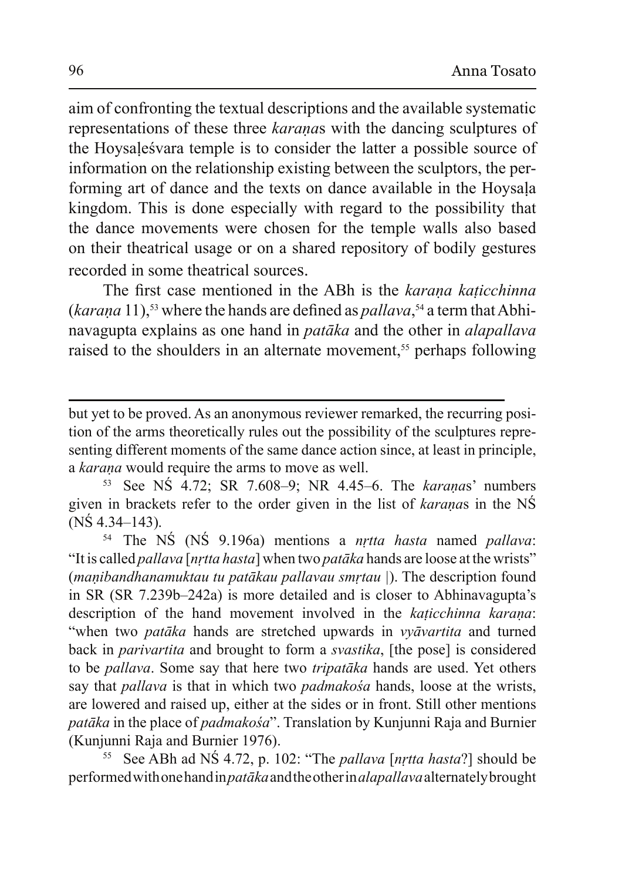aim of confronting the textual descriptions and the available systematic representations of these three *karaṇa*s with the dancing sculptures of the Hoysaḷeśvara temple is to consider the latter a possible source of information on the relationship existing between the sculptors, the performing art of dance and the texts on dance available in the Hoysaḷa kingdom. This is done especially with regard to the possibility that the dance movements were chosen for the temple walls also based on their theatrical usage or on a shared repository of bodily gestures recorded in some theatrical sources.

The first case mentioned in the ABh is the *karaṇa kaṭicchinna* (*karaṇa* 11),[53] where the hands are defined as *pallava*,[54] a term that Abhinavagupta explains as one hand in *patāka* and the other in *alapallava* raised to the shoulders in an alternate movement,[55] perhaps following

---

but yet to be proved. As an anonymous reviewer remarked, the recurring position of the arms theoretically rules out the possibility of the sculptures representing different moments of the same dance action since, at least in principle, a *karaṇa* would require the arms to move as well.

[53] See NŚ 4.72; SR 7.608–9; NR 4.45–6. The *karaṇa*s' numbers given in brackets refer to the order given in the list of *karaṇa*s in the NŚ (NŚ 4.34–143).

[54] The NŚ (NŚ 9.196a) mentions a *nṛtta hasta* named *pallava*: "It is called *pallava* [*nṛtta hasta*] when two *patāka* hands are loose at the wrists" (*maṇibandhanamuktau tu patākau pallavau smṛtau* |). The description found in SR (SR 7.239b–242a) is more detailed and is closer to Abhinavagupta's description of the hand movement involved in the *kaṭicchinna karaṇa*: "when two *patāka* hands are stretched upwards in *vyāvartita* and turned back in *parivartita* and brought to form a *svastika*, [the pose] is considered to be *pallava*. Some say that here two *tripatāka* hands are used. Yet others say that *pallava* is that in which two *padmakośa* hands, loose at the wrists, are lowered and raised up, either at the sides or in front. Still other mentions *patāka* in the place of *padmakośa*". Translation by Kunjunni Raja and Burnier (Kunjunni Raja and Burnier 1976).

[55] See ABh ad NŚ 4.72, p. 102: "The *pallava* [*nṛtta hasta*?] should be performed with one hand in *patāka* and the other in *alapallava* alternately brought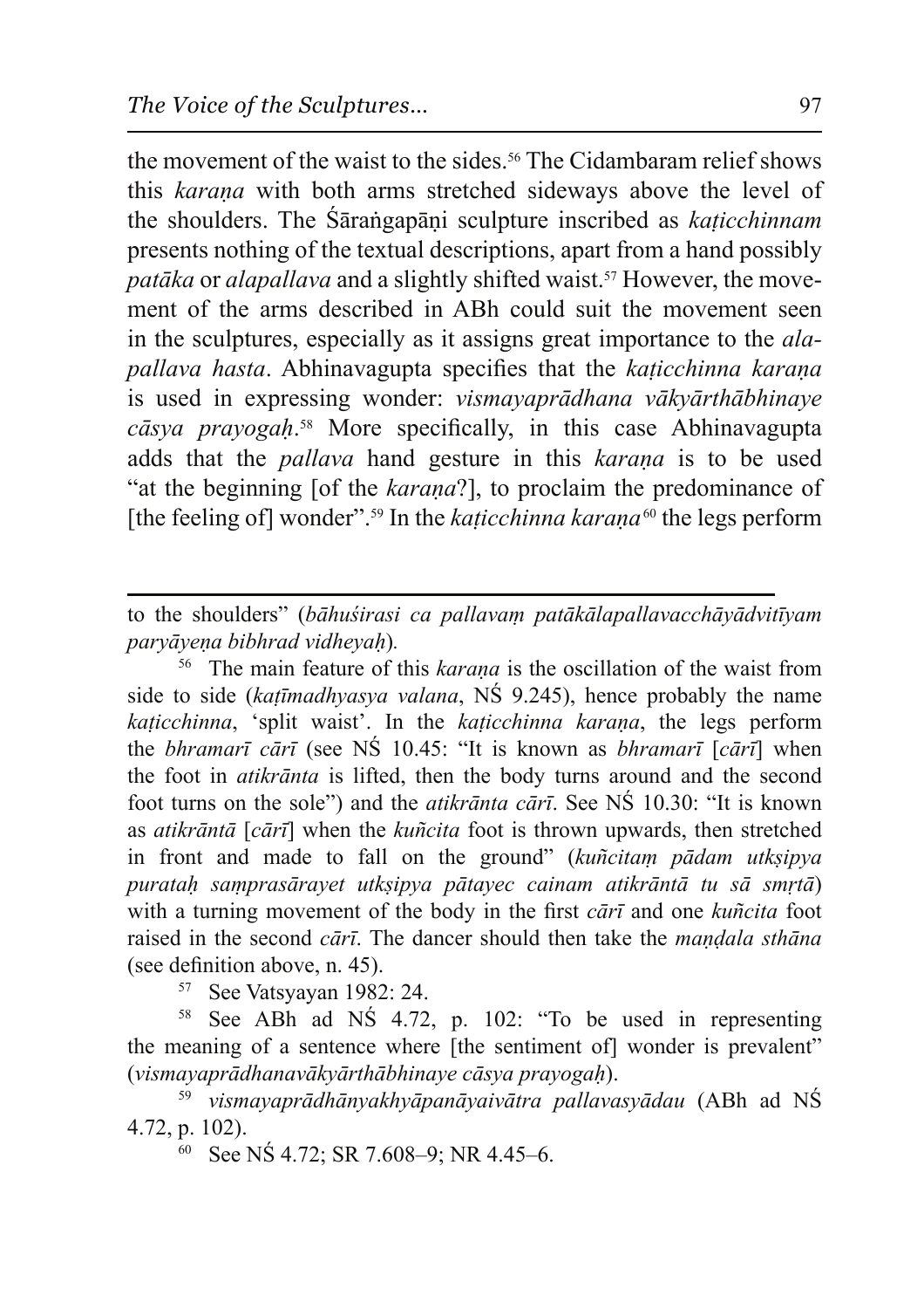the movement of the waist to the sides.[56] The Cidambaram relief shows this *karaṇa* with both arms stretched sideways above the level of the shoulders. The Śāraṅgapāṇi sculpture inscribed as *kaṭicchinnam* presents nothing of the textual descriptions, apart from a hand possibly *patāka* or *alapallava* and a slightly shifted waist.[57] However, the movement of the arms described in ABh could suit the movement seen in the sculptures, especially as it assigns great importance to the *alapallava hasta*. Abhinavagupta specifies that the *kaṭicchinna karaṇa* is used in expressing wonder: *vismayaprādhana vākyārthābhinaye cāsya prayogaḥ*.[58] More specifically, in this case Abhinavagupta adds that the *pallava* hand gesture in this *karaṇa* is to be used "at the beginning [of the *karaṇa*?], to proclaim the predominance of [the feeling of] wonder".[59] In the *kaṭicchinna karaṇa*[60] the legs perform

---

to the shoulders" (*bāhuśirasi ca pallavaṃ patākālapallavacchāyādvitīyam paryāyeṇa bibhrad vidheyaḥ*).

[56] The main feature of this *karaṇa* is the oscillation of the waist from side to side (*kaṭīmadhyasya valana*, NŚ 9.245), hence probably the name *kaṭicchinna*, 'split waist'. In the *kaṭicchinna karaṇa*, the legs perform the *bhramarī cārī* (see NŚ 10.45: "It is known as *bhramarī* [*cārī*] when the foot in *atikrānta* is lifted, then the body turns around and the second foot turns on the sole") and the *atikrānta cārī*. See NŚ 10.30: "It is known as *atikrāntā* [*cārī*] when the *kuñcita* foot is thrown upwards, then stretched in front and made to fall on the ground" (*kuñcitaṃ pādam utkṣipyaurataḥ saṃprasārayet utkṣipya pātayec cainam atikrāntā tu sā smṛtā*) with a turning movement of the body in the first *cārī* and one *kuñcita* foot raised in the second *cārī*. The dancer should then take the *maṇḍala sthāna* (see definition above, n. 45).

[57] See Vatsyayan 1982: 24.

[58] See ABh ad NŚ 4.72, p. 102: "To be used in representing the meaning of a sentence where [the sentiment of] wonder is prevalent" (*vismayaprādhanavākyārthābhinaye cāsya prayogaḥ*).

[59] *vismayaprādhānyakhyāpanāyaivātra pallavasyādau* (ABh ad NŚ 4.72, p. 102).

[60] See NŚ 4.72; SR 7.608–9; NR 4.45–6.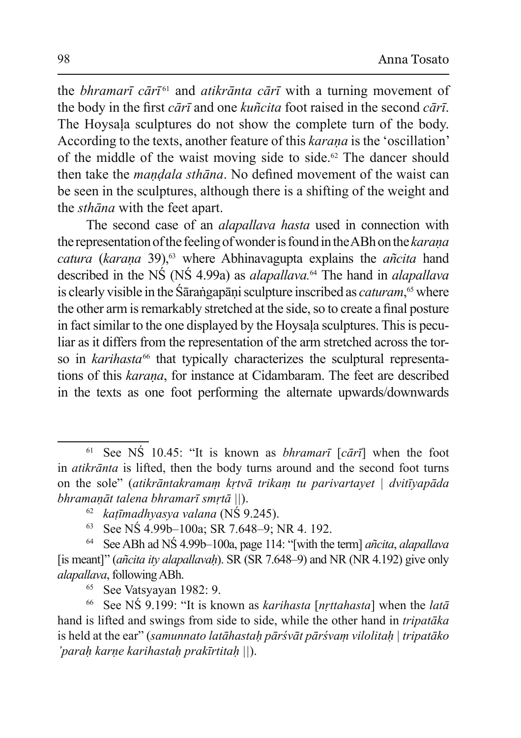the *bhramarī cārī*[61] and *atikrānta cārī* with a turning movement of the body in the first *cārī* and one *kuñcita* foot raised in the second *cārī*. The Hoysaḷa sculptures do not show the complete turn of the body. According to the texts, another feature of this *karaṇa* is the 'oscillation' of the middle of the waist moving side to side.[62] The dancer should then take the *maṇḍala sthāna*. No defined movement of the waist can be seen in the sculptures, although there is a shifting of the weight and the *sthāna* with the feet apart.

The second case of an *alapallava hasta* used in connection with the representation of the feeling of wonder is found in the ABh on the *karaṇa catura* (*karaṇa* 39),[63] where Abhinavagupta explains the *añcita* hand described in the NŚ (NŚ 4.99a) as *alapallava.*[64] The hand in *alapallava* is clearly visible in the Śāraṅgapāṇi sculpture inscribed as *caturam*,[65] where the other arm is remarkably stretched at the side, so to create a final posture in fact similar to the one displayed by the Hoysaḷa sculptures. This is peculiar as it differs from the representation of the arm stretched across the torso in *karihasta*[66] that typically characterizes the sculptural representations of this *karaṇa*, for instance at Cidambaram. The feet are described in the texts as one foot performing the alternate upwards/downwards

---

[61] See NŚ 10.45: "It is known as *bhramarī* [*cārī*] when the foot in *atikrānta* is lifted, then the body turns around and the second foot turns on the sole" (*atikrāntakramaṃ kṛtvā trikaṃ tu parivartayet | dvitīyapāda bhramaṇāt talena bhramarī smṛtā ||*).

[62] *kaṭīmadhyasya valana* (NŚ 9.245).

[63] See NŚ 4.99b–100a; SR 7.648–9; NR 4. 192.

[64] See ABh ad NŚ 4.99b–100a, page 114: "[with the term] *añcita*, *alapallava* [is meant]" (*añcita ity alapallavaḥ*). SR (SR 7.648–9) and NR (NR 4.192) give only *alapallava*, following ABh.

[65] See Vatsyayan 1982: 9.

[66] See NŚ 9.199: "It is known as *karihasta* [*nṛttahasta*] when the *latā* hand is lifted and swings from side to side, while the other hand in *tripatāka* is held at the ear" (*samunnato latāhastaḥ pārśvāt pārśvaṃ vilolitaḥ | tripatāko 'paraḥ karṇe karihastaḥ prakīrtitaḥ ||*).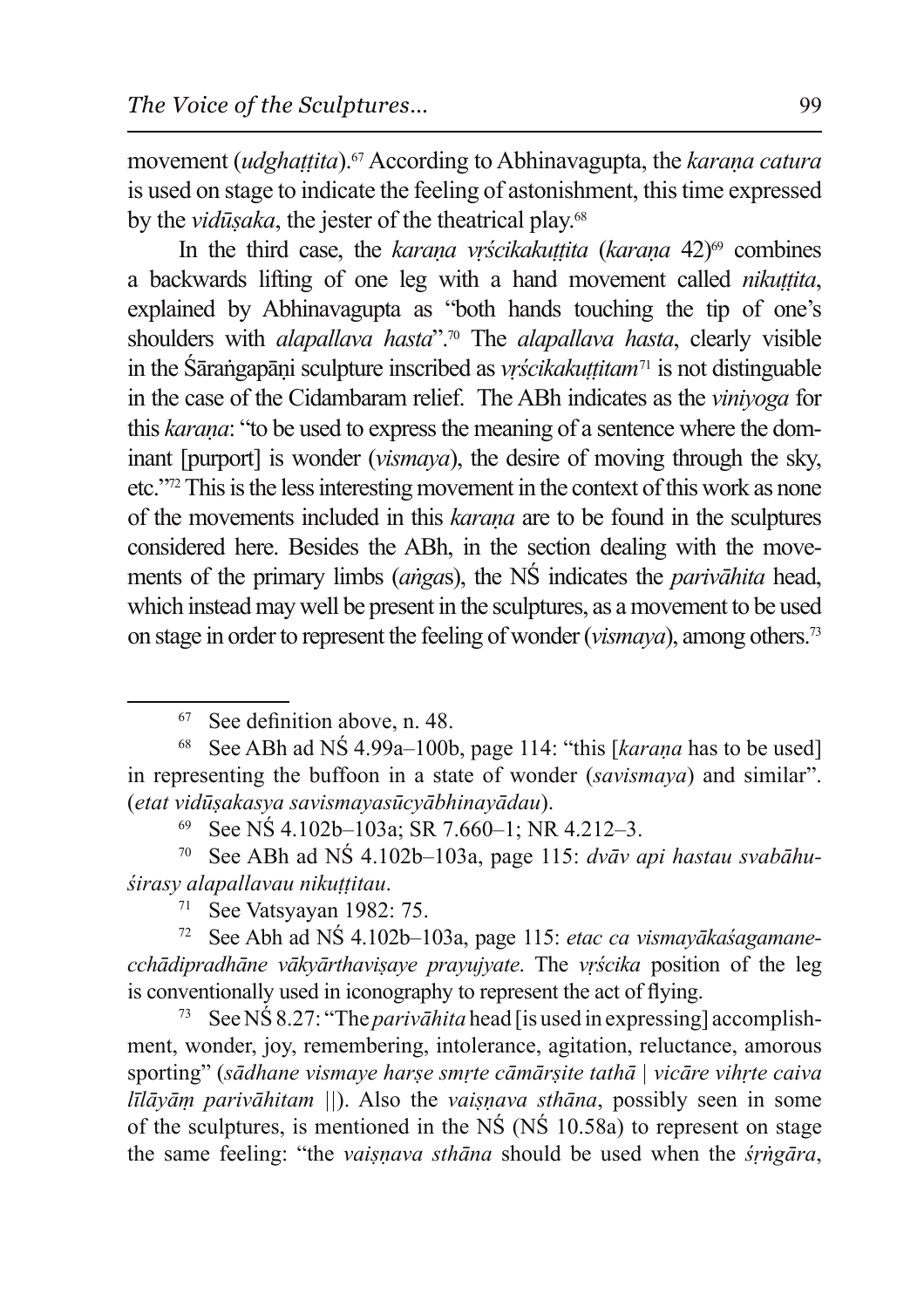movement (*udghaṭṭita*).[67] According to Abhinavagupta, the *karaṇa catura* is used on stage to indicate the feeling of astonishment, this time expressed by the *vidūṣaka*, the jester of the theatrical play.[68]

In the third case, the *karaṇa vṛścikakuṭṭita* (*karaṇa* 42)[69] combines a backwards lifting of one leg with a hand movement called *nikuṭṭita*, explained by Abhinavagupta as "both hands touching the tip of one's shoulders with *alapallava hasta*".[70] The *alapallava hasta*, clearly visible in the Śārangapāṇi sculpture inscribed as *vṛścikakuṭṭitam*[71] is not distinguable in the case of the Cidambaram relief. The ABh indicates as the *viniyoga* for this *karaṇa*: "to be used to express the meaning of a sentence where the dominant [purport] is wonder (*vismaya*), the desire of moving through the sky, etc."[72] This is the less interesting movement in the context of this work as none of the movements included in this *karaṇa* are to be found in the sculptures considered here. Besides the ABh, in the section dealing with the movements of the primary limbs (*aṅga*s), the NŚ indicates the *parivāhita* head, which instead may well be present in the sculptures, as a movement to be used on stage in order to represent the feeling of wonder (*vismaya*), among others.[73]

---

[67] See definition above, n. 48.

[68] See ABh ad NŚ 4.99a–100b, page 114: "this [*karaṇa* has to be used] in representing the buffoon in a state of wonder (*savismaya*) and similar". (*etat vidūṣakasya savismayasūcyābhinayādau*).

[69] See NŚ 4.102b–103a; SR 7.660–1; NR 4.212–3.

[70] See ABh ad NŚ 4.102b–103a, page 115: *dvāv api hastau svabāhuśirasy alapallavau nikuṭṭitau*.

[71] See Vatsyayan 1982: 75.

[72] See Abh ad NŚ 4.102b–103a, page 115: *etac ca vismayākaśagamanecchādipradhāne vākyārthaviṣaye prayujyate*. The *vṛścika* position of the leg is conventionally used in iconography to represent the act of flying.

[73] See NŚ 8.27: "The *parivāhita* head [is used in expressing] accomplishment, wonder, joy, remembering, intolerance, agitation, reluctance, amorous sporting" (*sādhane vismaye harṣe smṛte cāmārṣite tathā | vicāre vihṛte caiva līlāyāṃ parivāhitam ||*). Also the *vaiṣṇava sthāna*, possibly seen in some of the sculptures, is mentioned in the NŚ (NŚ 10.58a) to represent on stage the same feeling: "the *vaiṣṇava sthāna* should be used when the *śṛṅgāra*,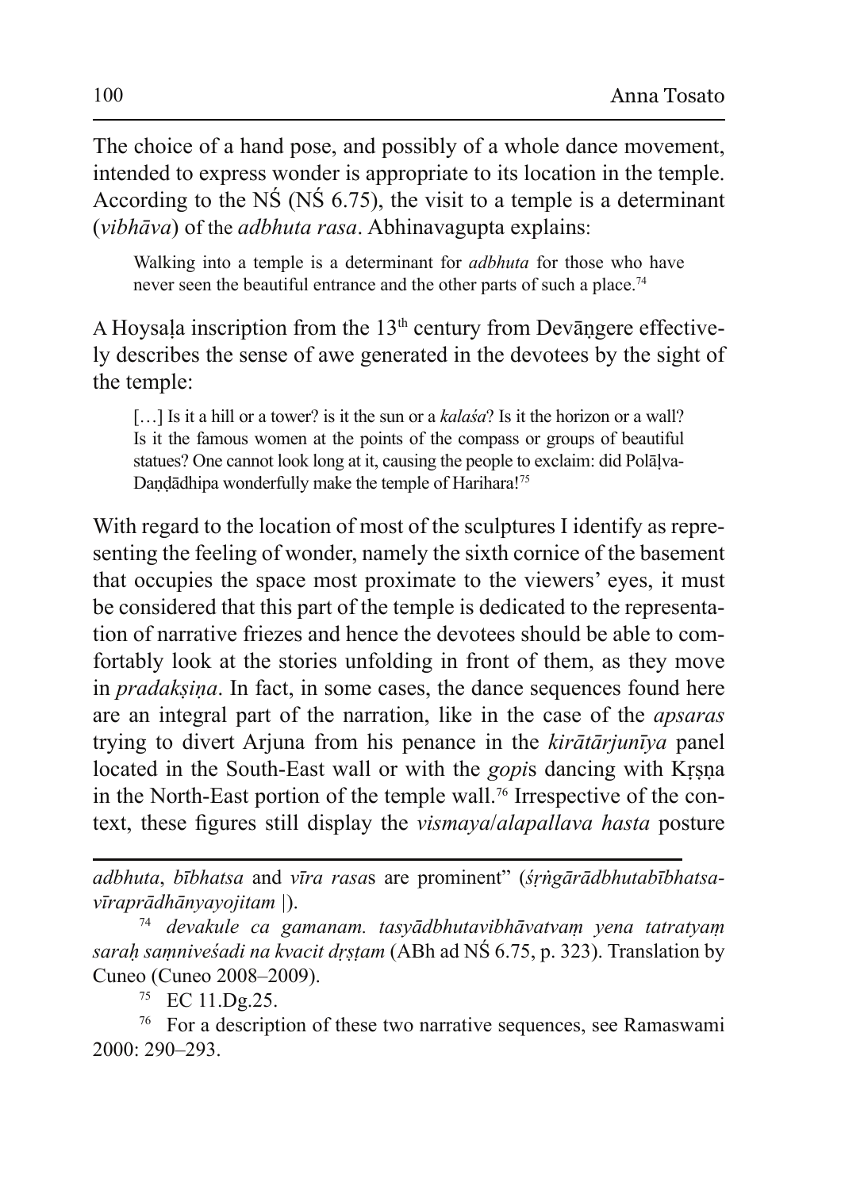The choice of a hand pose, and possibly of a whole dance movement, intended to express wonder is appropriate to its location in the temple. According to the NŚ (NŚ 6.75), the visit to a temple is a determinant (*vibhāva*) of the *adbhuta rasa*. Abhinavagupta explains:

> Walking into a temple is a determinant for *adbhuta* for those who have never seen the beautiful entrance and the other parts of such a place.[74]

A Hoysaḷa inscription from the 13th century from Devāṇgere effectively describes the sense of awe generated in the devotees by the sight of the temple:

> […] Is it a hill or a tower? is it the sun or a *kalaśa*? Is it the horizon or a wall? Is it the famous women at the points of the compass or groups of beautiful statues? One cannot look long at it, causing the people to exclaim: did Polāḷva-Daṇḍādhipa wonderfully make the temple of Harihara![75]

With regard to the location of most of the sculptures I identify as representing the feeling of wonder, namely the sixth cornice of the basement that occupies the space most proximate to the viewers' eyes, it must be considered that this part of the temple is dedicated to the representation of narrative friezes and hence the devotees should be able to comfortably look at the stories unfolding in front of them, as they move in *pradakṣiṇa*. In fact, in some cases, the dance sequences found here are an integral part of the narration, like in the case of the *apsaras* trying to divert Arjuna from his penance in the *kirātārjunīya* panel located in the South-East wall or with the *gopi*s dancing with Kṛṣṇa in the North-East portion of the temple wall.[76] Irrespective of the context, these figures still display the *vismaya*/*alapallava hasta* posture

---

*adbhuta*, *bībhatsa* and *vīra rasa*s are prominent" (*śṛṅgārādbhutabībhatsavīraprādhānyayojitam* |).

[74] *devakule ca gamanam. tasyādbhutavibhāvatvaṃ yena tatratyaṃ sarah saṃniveśadi na kvacit dṛṣṭam* (ABh ad NŚ 6.75, p. 323). Translation by Cuneo (Cuneo 2008–2009).

[75] EC 11.Dg.25.

[76] For a description of these two narrative sequences, see Ramaswami 2000: 290–293.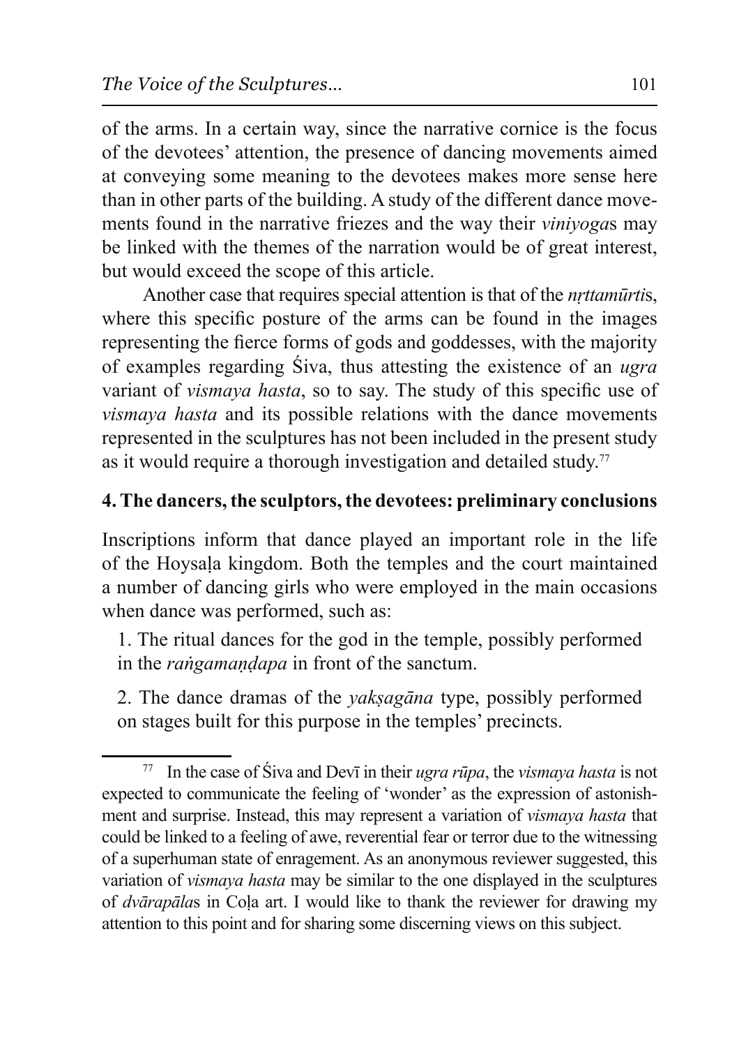of the arms. In a certain way, since the narrative cornice is the focus of the devotees' attention, the presence of dancing movements aimed at conveying some meaning to the devotees makes more sense here than in other parts of the building. A study of the different dance movements found in the narrative friezes and the way their *viniyoga*s may be linked with the themes of the narration would be of great interest, but would exceed the scope of this article.

Another case that requires special attention is that of the *nṛttamūrti*s, where this specific posture of the arms can be found in the images representing the fierce forms of gods and goddesses, with the majority of examples regarding Śiva, thus attesting the existence of an *ugra* variant of *vismaya hasta*, so to say. The study of this specific use of *vismaya hasta* and its possible relations with the dance movements represented in the sculptures has not been included in the present study as it would require a thorough investigation and detailed study.[77]

## 4. The dancers, the sculptors, the devotees: preliminary conclusions

Inscriptions inform that dance played an important role in the life of the Hoysaḷa kingdom. Both the temples and the court maintained a number of dancing girls who were employed in the main occasions when dance was performed, such as:

1. The ritual dances for the god in the temple, possibly performed in the *raṅgamaṇḍapa* in front of the sanctum.

2. The dance dramas of the *yakṣagāna* type, possibly performed on stages built for this purpose in the temples' precincts.

---

[77] In the case of Śiva and Devī in their *ugra rūpa*, the *vismaya hasta* is not expected to communicate the feeling of 'wonder' as the expression of astonishment and surprise. Instead, this may represent a variation of *vismaya hasta* that could be linked to a feeling of awe, reverential fear or terror due to the witnessing of a superhuman state of enragement. As an anonymous reviewer suggested, this variation of *vismaya hasta* may be similar to the one displayed in the sculptures of *dvārapāla*s in Coḷa art. I would like to thank the reviewer for drawing my attention to this point and for sharing some discerning views on this subject.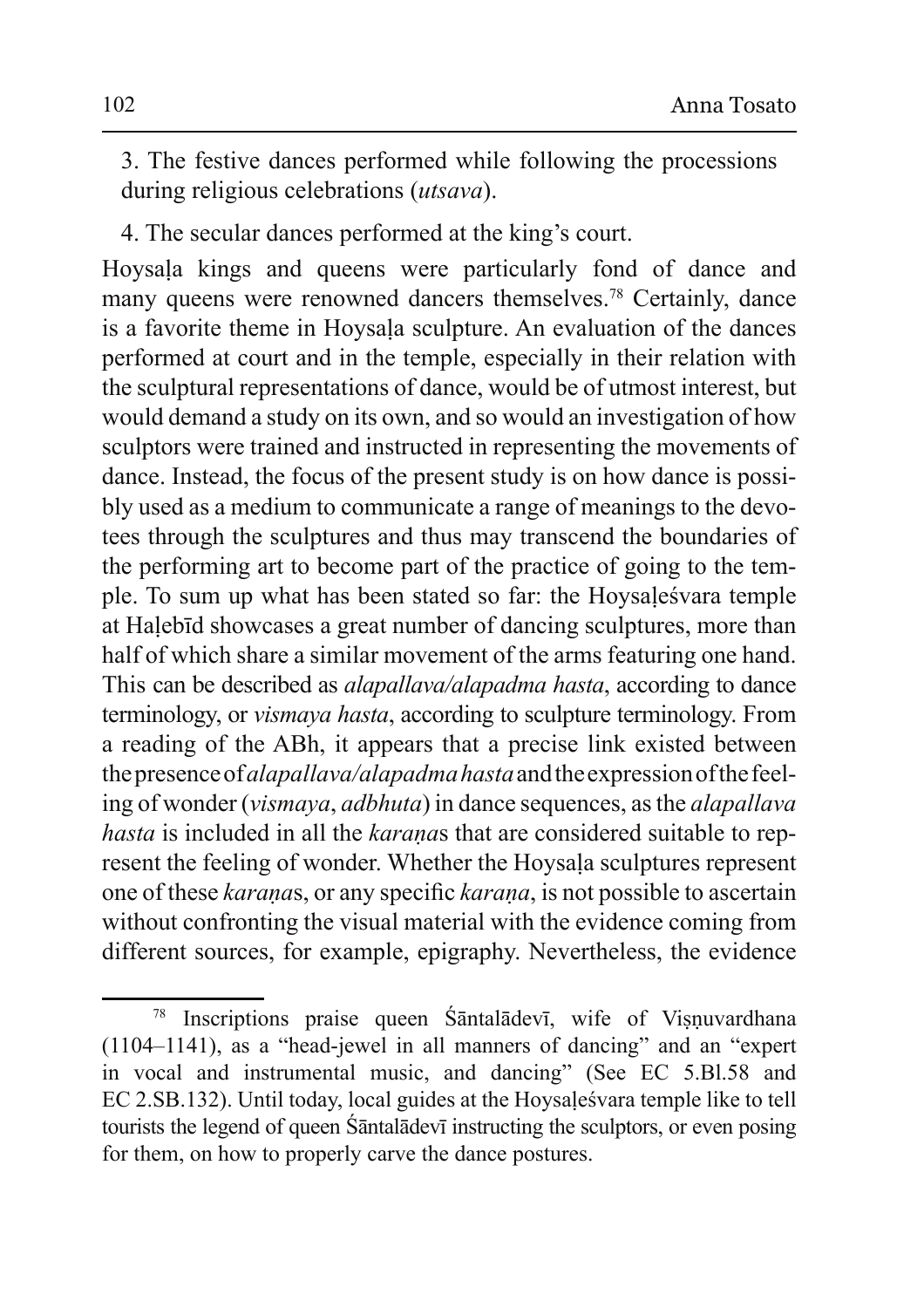3. The festive dances performed while following the processions during religious celebrations (*utsava*).

4. The secular dances performed at the king's court.

Hoysaḷa kings and queens were particularly fond of dance and many queens were renowned dancers themselves.[78] Certainly, dance is a favorite theme in Hoysaḷa sculpture. An evaluation of the dances performed at court and in the temple, especially in their relation with the sculptural representations of dance, would be of utmost interest, but would demand a study on its own, and so would an investigation of how sculptors were trained and instructed in representing the movements of dance. Instead, the focus of the present study is on how dance is possibly used as a medium to communicate a range of meanings to the devotees through the sculptures and thus may transcend the boundaries of the performing art to become part of the practice of going to the temple. To sum up what has been stated so far: the Hoysaḷeśvara temple at Haḷebīd showcases a great number of dancing sculptures, more than half of which share a similar movement of the arms featuring one hand. This can be described as *alapallava/alapadma hasta*, according to dance terminology, or *vismaya hasta*, according to sculpture terminology. From a reading of the ABh, it appears that a precise link existed between the presence of *alapallava/alapadma hasta* and the expression of the feeling of wonder (*vismaya*, *adbhuta*) in dance sequences, as the *alapallava hasta* is included in all the *karaṇa*s that are considered suitable to represent the feeling of wonder. Whether the Hoysaḷa sculptures represent one of these *karaṇa*s, or any specific *karaṇa*, is not possible to ascertain without confronting the visual material with the evidence coming from different sources, for example, epigraphy. Nevertheless, the evidence

[78] Inscriptions praise queen Śāntalādevī, wife of Viṣṇuvardhana (1104–1141), as a "head-jewel in all manners of dancing" and an "expert in vocal and instrumental music, and dancing" (See EC 5.Bl.58 and EC 2.SB.132). Until today, local guides at the Hoysaḷeśvara temple like to tell tourists the legend of queen Śāntalādevī instructing the sculptors, or even posing for them, on how to properly carve the dance postures.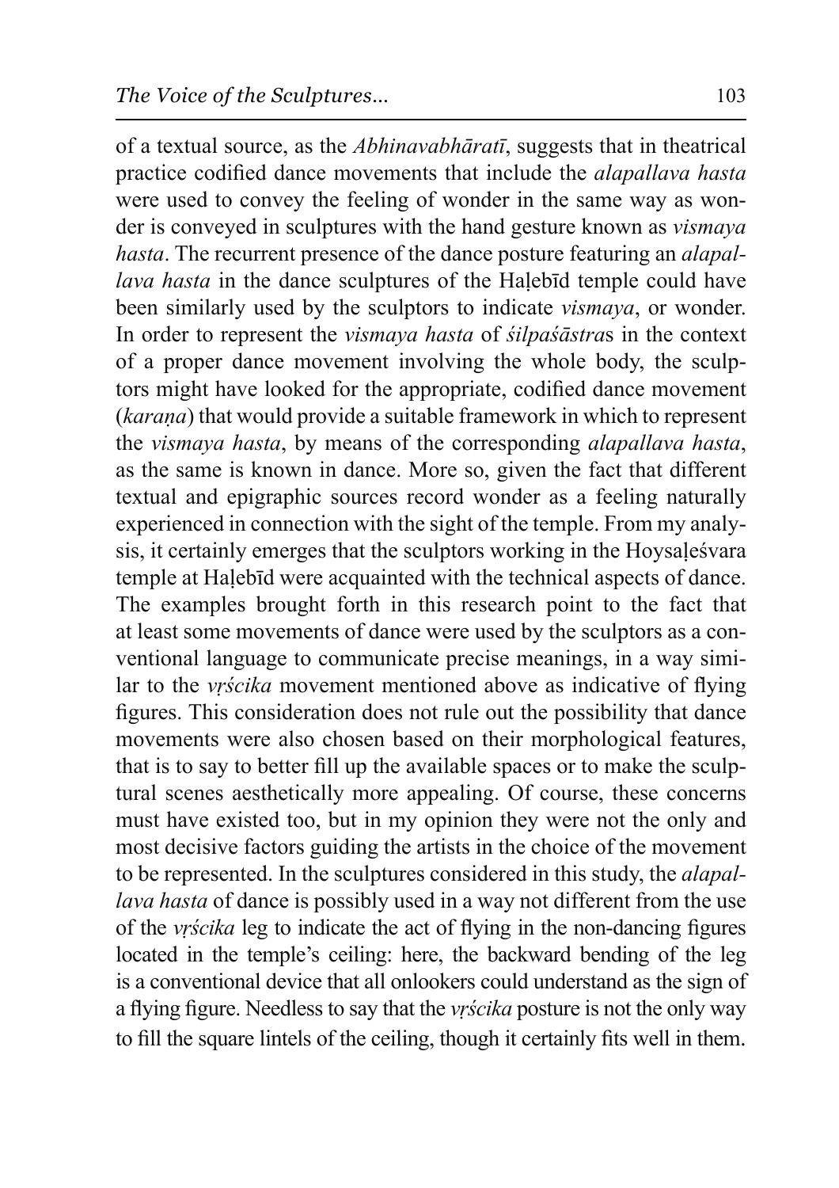of a textual source, as the *Abhinavabhāratī*, suggests that in theatrical practice codified dance movements that include the *alapallava hasta* were used to convey the feeling of wonder in the same way as wonder is conveyed in sculptures with the hand gesture known as *vismaya hasta*. The recurrent presence of the dance posture featuring an *alapallava hasta* in the dance sculptures of the Haḷebīd temple could have been similarly used by the sculptors to indicate *vismaya*, or wonder. In order to represent the *vismaya hasta* of *śilpaśāstra*s in the context of a proper dance movement involving the whole body, the sculptors might have looked for the appropriate, codified dance movement (*karaṇa*) that would provide a suitable framework in which to represent the *vismaya hasta*, by means of the corresponding *alapallava hasta*, as the same is known in dance. More so, given the fact that different textual and epigraphic sources record wonder as a feeling naturally experienced in connection with the sight of the temple. From my analysis, it certainly emerges that the sculptors working in the Hoysaḷeśvara temple at Haḷebīd were acquainted with the technical aspects of dance. The examples brought forth in this research point to the fact that at least some movements of dance were used by the sculptors as a conventional language to communicate precise meanings, in a way similar to the *vṛścika* movement mentioned above as indicative of flying figures. This consideration does not rule out the possibility that dance movements were also chosen based on their morphological features, that is to say to better fill up the available spaces or to make the sculptural scenes aesthetically more appealing. Of course, these concerns must have existed too, but in my opinion they were not the only and most decisive factors guiding the artists in the choice of the movement to be represented. In the sculptures considered in this study, the *alapallava hasta* of dance is possibly used in a way not different from the use of the *vṛścika* leg to indicate the act of flying in the non-dancing figures located in the temple's ceiling: here, the backward bending of the leg is a conventional device that all onlookers could understand as the sign of a flying figure. Needless to say that the *vṛścika* posture is not the only way to fill the square lintels of the ceiling, though it certainly fits well in them.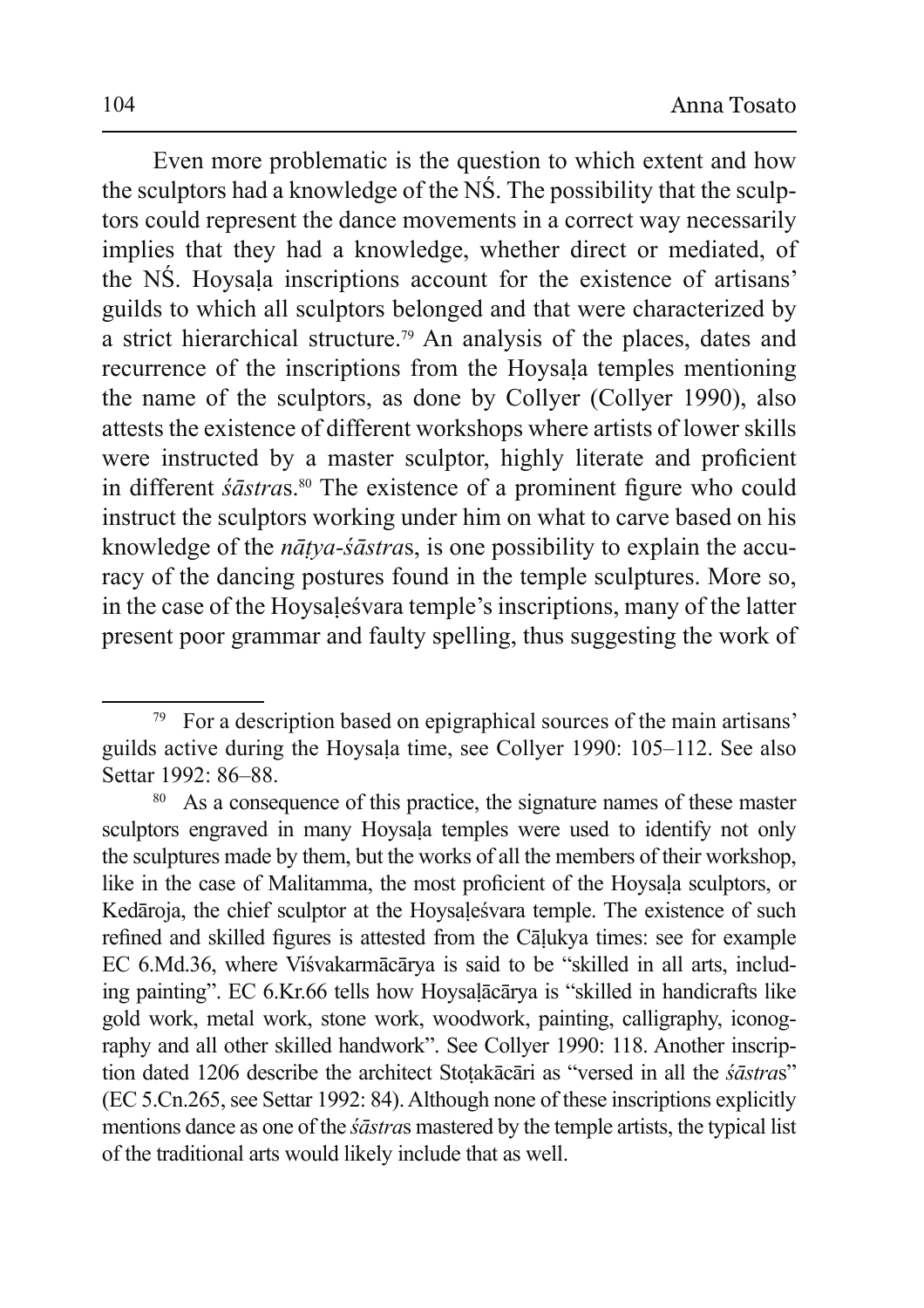Even more problematic is the question to which extent and how the sculptors had a knowledge of the NŚ. The possibility that the sculptors could represent the dance movements in a correct way necessarily implies that they had a knowledge, whether direct or mediated, of the NŚ. Hoysaḷa inscriptions account for the existence of artisans' guilds to which all sculptors belonged and that were characterized by a strict hierarchical structure.[79] An analysis of the places, dates and recurrence of the inscriptions from the Hoysaḷa temples mentioning the name of the sculptors, as done by Collyer (Collyer 1990), also attests the existence of different workshops where artists of lower skills were instructed by a master sculptor, highly literate and proficient in different *śāstra*s.[80] The existence of a prominent figure who could instruct the sculptors working under him on what to carve based on his knowledge of the *nāṭya-śāstra*s, is one possibility to explain the accuracy of the dancing postures found in the temple sculptures. More so, in the case of the Hoysaḷeśvara temple's inscriptions, many of the latter present poor grammar and faulty spelling, thus suggesting the work of

---

[79] For a description based on epigraphical sources of the main artisans' guilds active during the Hoysaḷa time, see Collyer 1990: 105–112. See also Settar 1992: 86–88.

[80] As a consequence of this practice, the signature names of these master sculptors engraved in many Hoysaḷa temples were used to identify not only the sculptures made by them, but the works of all the members of their workshop, like in the case of Malitamma, the most proficient of the Hoysaḷa sculptors, or Kedāroja, the chief sculptor at the Hoysaḷeśvara temple. The existence of such refined and skilled figures is attested from the Cāḷukya times: see for example EC 6.Md.36, where Viśvakarmācārya is said to be "skilled in all arts, including painting". EC 6.Kr.66 tells how Hoysaḷācārya is "skilled in handicrafts like gold work, metal work, stone work, woodwork, painting, calligraphy, iconography and all other skilled handwork". See Collyer 1990: 118. Another inscription dated 1206 describe the architect Stoṭakācāri as "versed in all the *śāstra*s" (EC 5.Cn.265, see Settar 1992: 84). Although none of these inscriptions explicitly mentions dance as one of the *śāstra*s mastered by the temple artists, the typical list of the traditional arts would likely include that as well.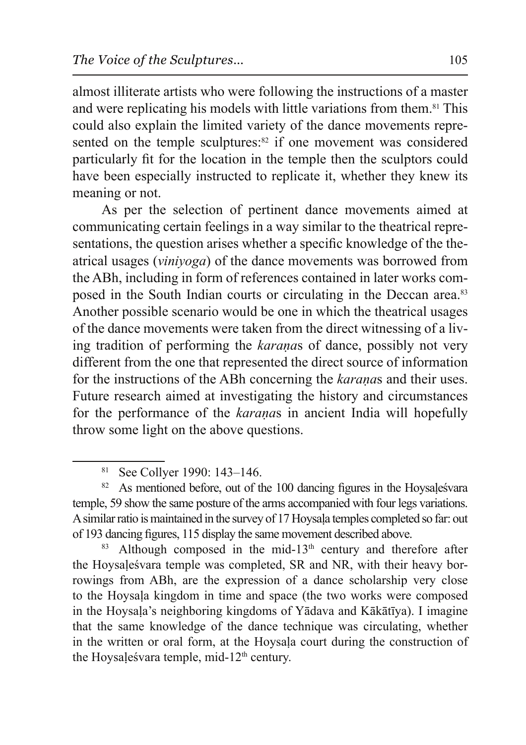almost illiterate artists who were following the instructions of a master and were replicating his models with little variations from them.[81] This could also explain the limited variety of the dance movements represented on the temple sculptures:[82] if one movement was considered particularly fit for the location in the temple then the sculptors could have been especially instructed to replicate it, whether they knew its meaning or not.

As per the selection of pertinent dance movements aimed at communicating certain feelings in a way similar to the theatrical representations, the question arises whether a specific knowledge of the theatrical usages (*viniyoga*) of the dance movements was borrowed from the ABh, including in form of references contained in later works composed in the South Indian courts or circulating in the Deccan area.[83] Another possible scenario would be one in which the theatrical usages of the dance movements were taken from the direct witnessing of a living tradition of performing the *karaṇa*s of dance, possibly not very different from the one that represented the direct source of information for the instructions of the ABh concerning the *karaṇa*s and their uses. Future research aimed at investigating the history and circumstances for the performance of the *karaṇa*s in ancient India will hopefully throw some light on the above questions.

---

[81] See Collyer 1990: 143–146.

[82] As mentioned before, out of the 100 dancing figures in the Hoysaḷeśvara temple, 59 show the same posture of the arms accompanied with four legs variations. A similar ratio is maintained in the survey of 17 Hoysaḷa temples completed so far: out of 193 dancing figures, 115 display the same movement described above.

[83] Although composed in the mid-13th century and therefore after the Hoysaḷeśvara temple was completed, SR and NR, with their heavy borrowings from ABh, are the expression of a dance scholarship very close to the Hoysaḷa kingdom in time and space (the two works were composed in the Hoysaḷa's neighboring kingdoms of Yādava and Kākātīya). I imagine that the same knowledge of the dance technique was circulating, whether in the written or oral form, at the Hoysaḷa court during the construction of the Hoysaḷeśvara temple, mid-12th century.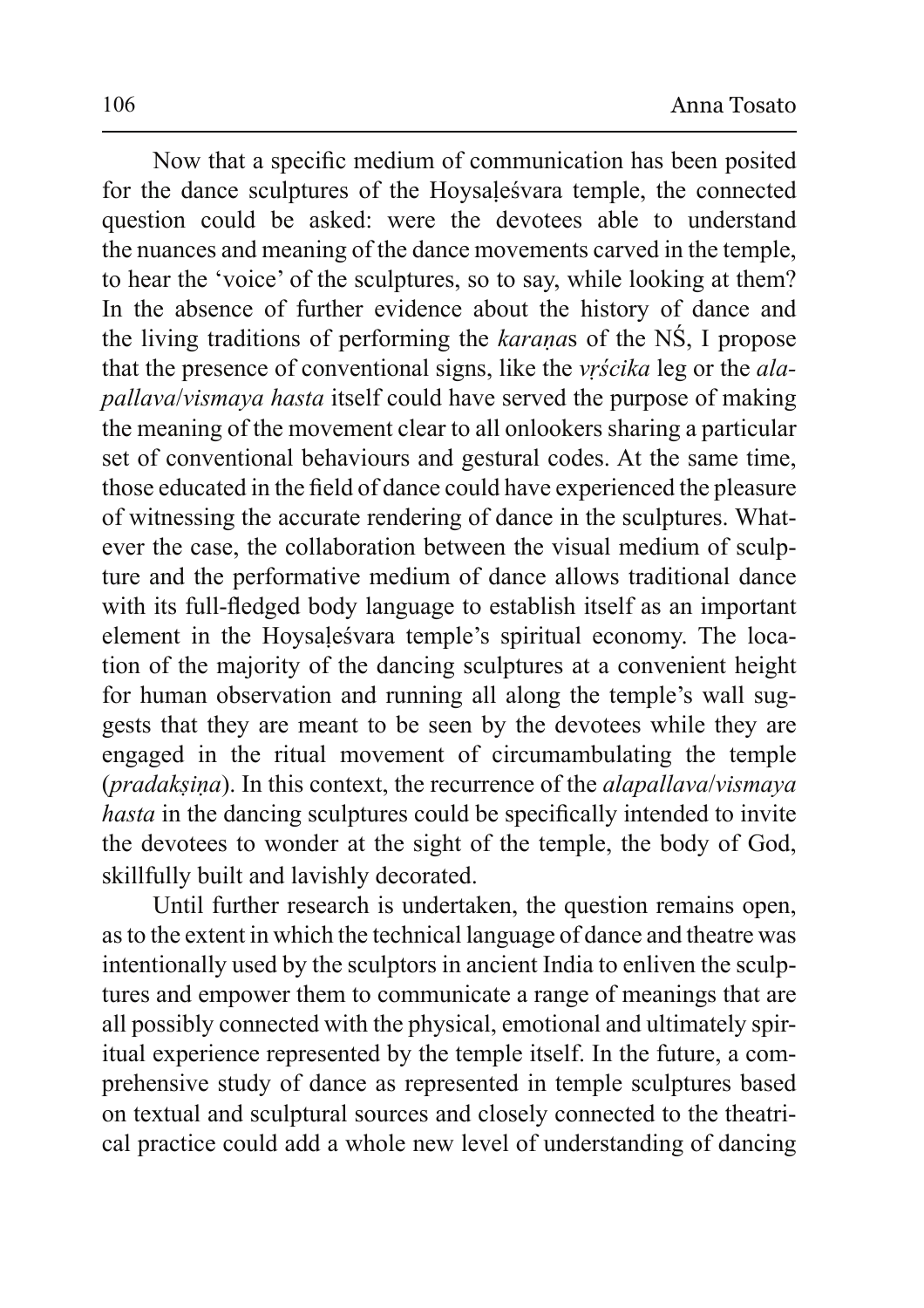Now that a specific medium of communication has been posited for the dance sculptures of the Hoysaḷeśvara temple, the connected question could be asked: were the devotees able to understand the nuances and meaning of the dance movements carved in the temple, to hear the 'voice' of the sculptures, so to say, while looking at them? In the absence of further evidence about the history of dance and the living traditions of performing the *karaṇa*s of the NŚ, I propose that the presence of conventional signs, like the *vṛścika* leg or the *alapallava*/*vismaya hasta* itself could have served the purpose of making the meaning of the movement clear to all onlookers sharing a particular set of conventional behaviours and gestural codes. At the same time, those educated in the field of dance could have experienced the pleasure of witnessing the accurate rendering of dance in the sculptures. Whatever the case, the collaboration between the visual medium of sculpture and the performative medium of dance allows traditional dance with its full-fledged body language to establish itself as an important element in the Hoysaḷeśvara temple's spiritual economy. The location of the majority of the dancing sculptures at a convenient height for human observation and running all along the temple's wall suggests that they are meant to be seen by the devotees while they are engaged in the ritual movement of circumambulating the temple (*pradakṣiṇa*). In this context, the recurrence of the *alapallava*/*vismaya hasta* in the dancing sculptures could be specifically intended to invite the devotees to wonder at the sight of the temple, the body of God, skillfully built and lavishly decorated.

Until further research is undertaken, the question remains open, as to the extent in which the technical language of dance and theatre was intentionally used by the sculptors in ancient India to enliven the sculptures and empower them to communicate a range of meanings that are all possibly connected with the physical, emotional and ultimately spiritual experience represented by the temple itself. In the future, a comprehensive study of dance as represented in temple sculptures based on textual and sculptural sources and closely connected to the theatrical practice could add a whole new level of understanding of dancing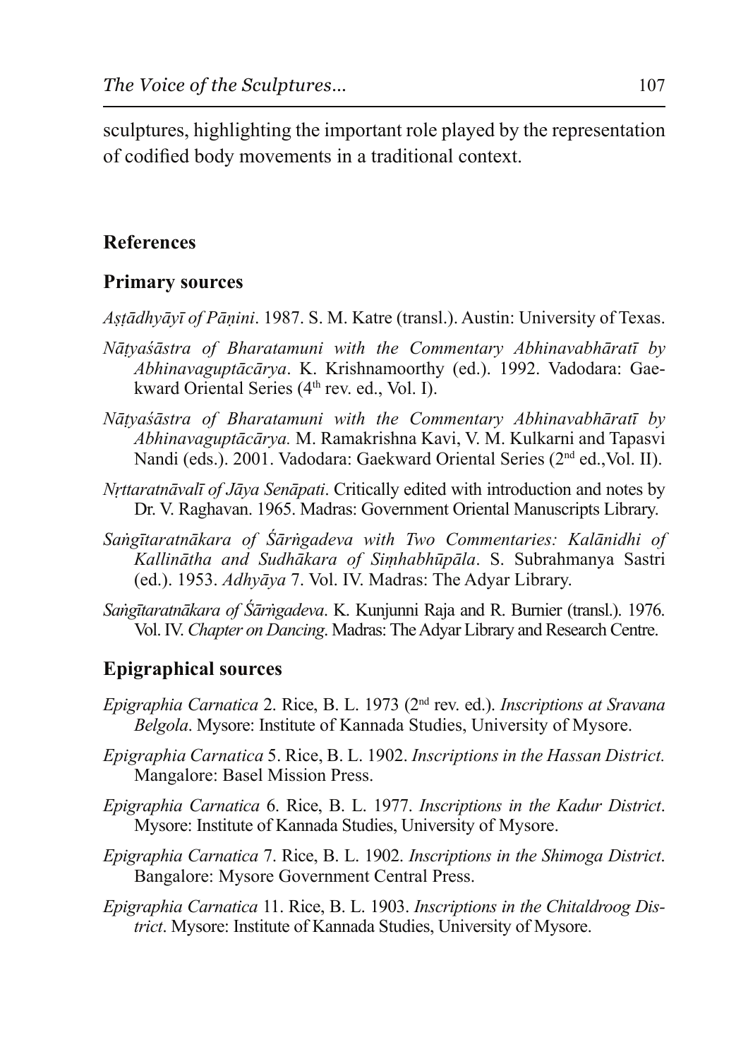sculptures, highlighting the important role played by the representation of codified body movements in a traditional context.

## References

### Primary sources

*Aṣṭādhyāyī of Pāṇini*. 1987. S. M. Katre (transl.). Austin: University of Texas.

*Nāṭyaśāstra of Bharatamuni with the Commentary Abhinavabhāratī by Abhinavaguptācārya*. K. Krishnamoorthy (ed.). 1992. Vadodara: Gaekward Oriental Series (4th rev. ed., Vol. I).

*Nāṭyaśāstra of Bharatamuni with the Commentary Abhinavabhāratī by Abhinavaguptācārya.* M. Ramakrishna Kavi, V. M. Kulkarni and Tapasvi Nandi (eds.). 2001. Vadodara: Gaekward Oriental Series (2nd ed.,Vol. II).

*Nṛttaratnāvalī of Jāya Senāpati*. Critically edited with introduction and notes by Dr. V. Raghavan. 1965. Madras: Government Oriental Manuscripts Library.

*Saṅgītaratnākara of Śārṅgadeva with Two Commentaries: Kalānidhi of Kallinātha and Sudhākara of Siṃhabhūpāla*. S. Subrahmanya Sastri (ed.). 1953. *Adhyāya* 7. Vol. IV. Madras: The Adyar Library.

*Saṅgītaratnākara of Śārṅgadeva*. K. Kunjunni Raja and R. Burnier (transl.). 1976. Vol. IV. *Chapter on Dancing*. Madras: The Adyar Library and Research Centre.

### Epigraphical sources

*Epigraphia Carnatica* 2. Rice, B. L. 1973 (2nd rev. ed.). *Inscriptions at Sravana Belgola*. Mysore: Institute of Kannada Studies, University of Mysore.

*Epigraphia Carnatica* 5. Rice, B. L. 1902. *Inscriptions in the Hassan District.* Mangalore: Basel Mission Press.

*Epigraphia Carnatica* 6. Rice, B. L. 1977. *Inscriptions in the Kadur District*. Mysore: Institute of Kannada Studies, University of Mysore.

*Epigraphia Carnatica* 7. Rice, B. L. 1902. *Inscriptions in the Shimoga District*. Bangalore: Mysore Government Central Press.

*Epigraphia Carnatica* 11. Rice, B. L. 1903. *Inscriptions in the Chitaldroog District*. Mysore: Institute of Kannada Studies, University of Mysore.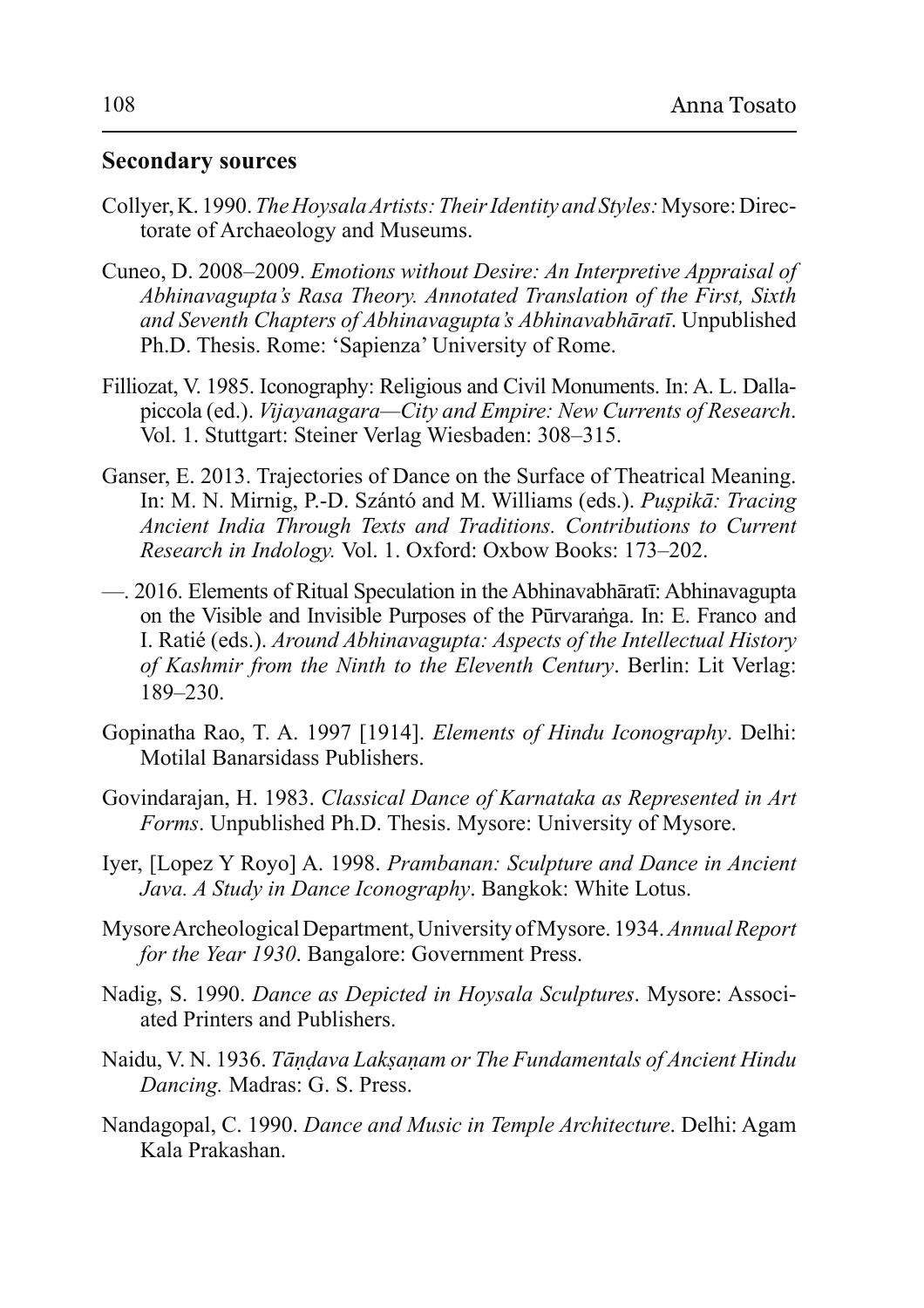## Secondary sources

Collyer, K. 1990. *The Hoysala Artists: Their Identity and Styles:* Mysore: Directorate of Archaeology and Museums.

Cuneo, D. 2008–2009. *Emotions without Desire: An Interpretive Appraisal of Abhinavagupta's Rasa Theory. Annotated Translation of the First, Sixth and Seventh Chapters of Abhinavagupta's Abhinavabhāratī*. Unpublished Ph.D. Thesis. Rome: 'Sapienza' University of Rome.

Filliozat, V. 1985. Iconography: Religious and Civil Monuments. In: A. L. Dallapiccola (ed.). *Vijayanagara—City and Empire: New Currents of Research*. Vol. 1. Stuttgart: Steiner Verlag Wiesbaden: 308–315.

Ganser, E. 2013. Trajectories of Dance on the Surface of Theatrical Meaning. In: M. N. Mirnig, P.-D. Szántó and M. Williams (eds.). *Puṣpikā: Tracing Ancient India Through Texts and Traditions. Contributions to Current Research in Indology.* Vol. 1. Oxford: Oxbow Books: 173–202.

—. 2016. Elements of Ritual Speculation in the Abhinavabhāratī: Abhinavagupta on the Visible and Invisible Purposes of the Pūrvaraṅga. In: E. Franco and I. Ratié (eds.). *Around Abhinavagupta: Aspects of the Intellectual History of Kashmir from the Ninth to the Eleventh Century*. Berlin: Lit Verlag: 189–230.

Gopinatha Rao, T. A. 1997 [1914]. *Elements of Hindu Iconography*. Delhi: Motilal Banarsidass Publishers.

Govindarajan, H. 1983. *Classical Dance of Karnataka as Represented in Art Forms*. Unpublished Ph.D. Thesis. Mysore: University of Mysore.

Iyer, [Lopez Y Royo] A. 1998. *Prambanan: Sculpture and Dance in Ancient Java. A Study in Dance Iconography*. Bangkok: White Lotus.

Mysore Archeological Department, University of Mysore. 1934. *Annual Report for the Year 1930*. Bangalore: Government Press.

Nadig, S. 1990. *Dance as Depicted in Hoysala Sculptures*. Mysore: Associated Printers and Publishers.

Naidu, V. N. 1936. *Tāṇḍava Lakṣaṇam or The Fundamentals of Ancient Hindu Dancing.* Madras: G. S. Press.

Nandagopal, C. 1990. *Dance and Music in Temple Architecture*. Delhi: Agam Kala Prakashan.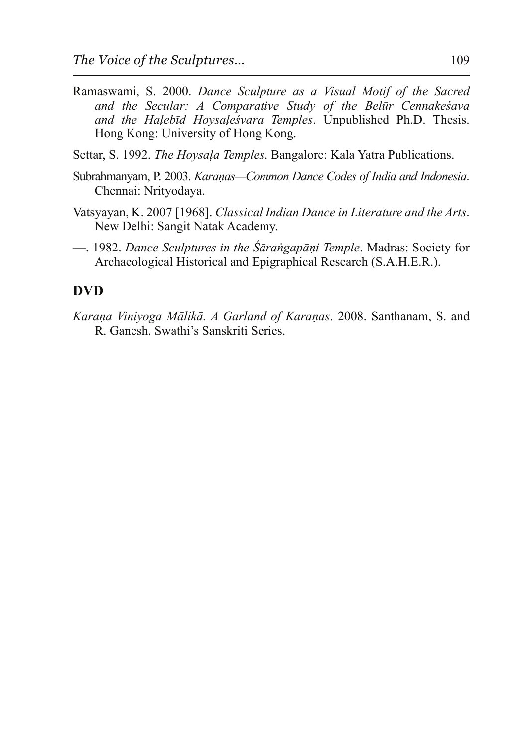Ramaswami, S. 2000. *Dance Sculpture as a Visual Motif of the Sacred and the Secular: A Comparative Study of the Belūr Cennakeśava and the Haḷebīd Hoysaḷeśvara Temples*. Unpublished Ph.D. Thesis. Hong Kong: University of Hong Kong.

Settar, S. 1992. *The Hoysaḷa Temples*. Bangalore: Kala Yatra Publications.

Subrahmanyam, P. 2003. *Karaṇas—Common Dance Codes of India and Indonesia*. Chennai: Nrityodaya.

Vatsyayan, K. 2007 [1968]. *Classical Indian Dance in Literature and the Arts*. New Delhi: Sangit Natak Academy.

—. 1982. *Dance Sculptures in the Śāraṅgapāṇi Temple*. Madras: Society for Archaeological Historical and Epigraphical Research (S.A.H.E.R.).

## DVD

*Karaṇa Viniyoga Mālikā. A Garland of Karaṇas*. 2008. Santhanam, S. and R. Ganesh. Swathi's Sanskriti Series.